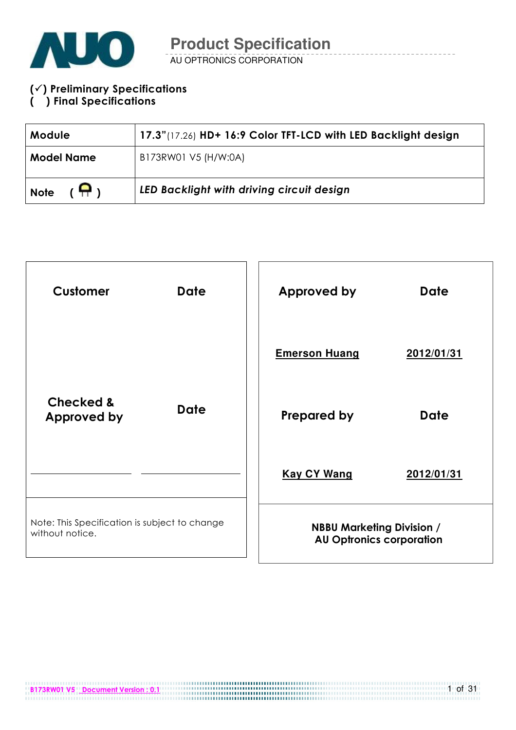# Product Specification

AU OPTRONICS CORPORATION

(✓) Preliminary Specifications
(   ) Final Specifications

| Module | 17.3"(17.26) HD+ 16:9 Color TFT-LCD with LED Backlight design |
| --- | --- |
| Model Name | B173RW01 V5 (H/W:0A) |
| Note | *LED Backlight with driving circuit design* |

| Customer | Date | Approved by | Date |
| --- | --- | --- | --- |
| | | Emerson Huang | 2012/01/31 |
| Checked & Approved by | Date | Prepared by | Date |
| | | Kay CY Wang | 2012/01/31 |
| Note: This Specification is subject to change without notice. | | NBBU Marketing Division / AU Optronics corporation | |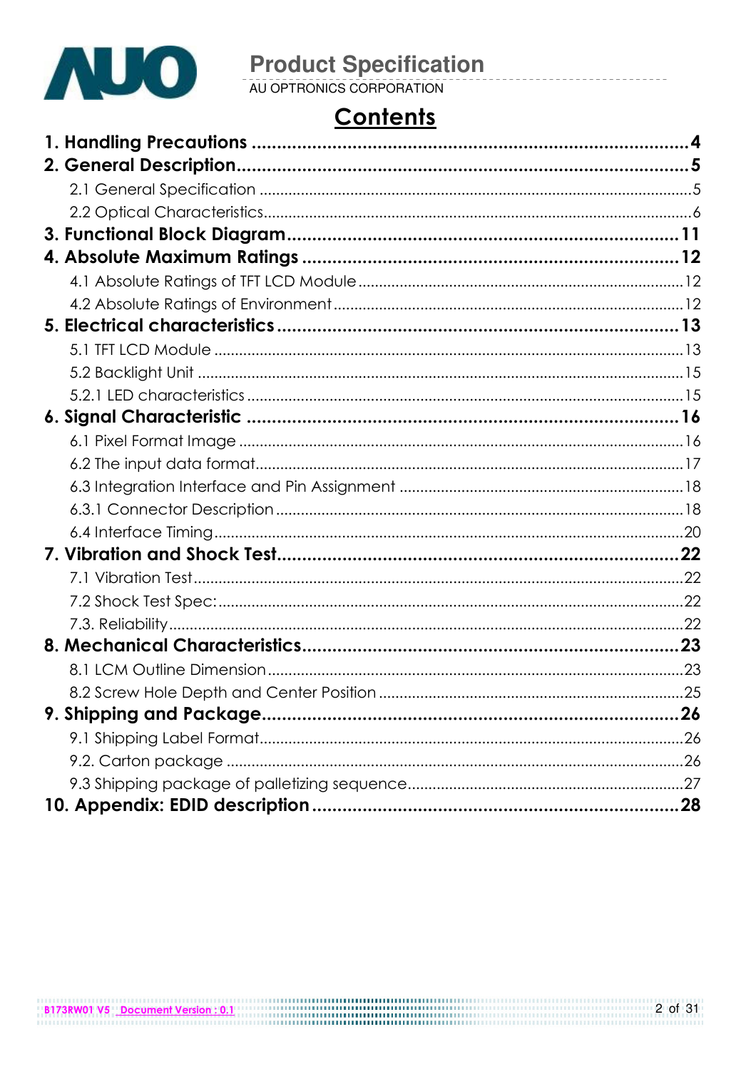# Contents

**1. Handling Precautions ........................................................................................4**

**2. General Description..........................................................................................5**

2.1 General Specification ........................................................................................5

2.2 Optical Characteristics........................................................................................6

**3. Functional Block Diagram..............................................................................11**

**4. Absolute Maximum Ratings ...........................................................................12**

4.1 Absolute Ratings of TFT LCD Module ...............................................................12

4.2 Absolute Ratings of Environment .....................................................................12

**5. Electrical characteristics ...............................................................................13**

5.1 TFT LCD Module .................................................................................................13

5.2 Backlight Unit .....................................................................................................15

5.2.1 LED characteristics .........................................................................................15

**6. Signal Characteristic .....................................................................................16**

6.1 Pixel Format Image ...........................................................................................16

6.2 The input data format.......................................................................................17

6.3 Integration Interface and Pin Assignment ....................................................18

6.3.1 Connector Description ..................................................................................18

6.4 Interface Timing.................................................................................................20

**7. Vibration and Shock Test...............................................................................22**

7.1 Vibration Test.....................................................................................................22

7.2 Shock Test Spec:................................................................................................22

7.3. Reliability............................................................................................................22

**8. Mechanical Characteristics...........................................................................23**

8.1 LCM Outline Dimension ....................................................................................23

8.2 Screw Hole Depth and Center Position ..........................................................25

**9. Shipping and Package..................................................................................26**

9.1 Shipping Label Format......................................................................................26

9.2. Carton package ..............................................................................................26

9.3 Shipping package of palletizing sequence..................................................27

**10. Appendix: EDID description .........................................................................28**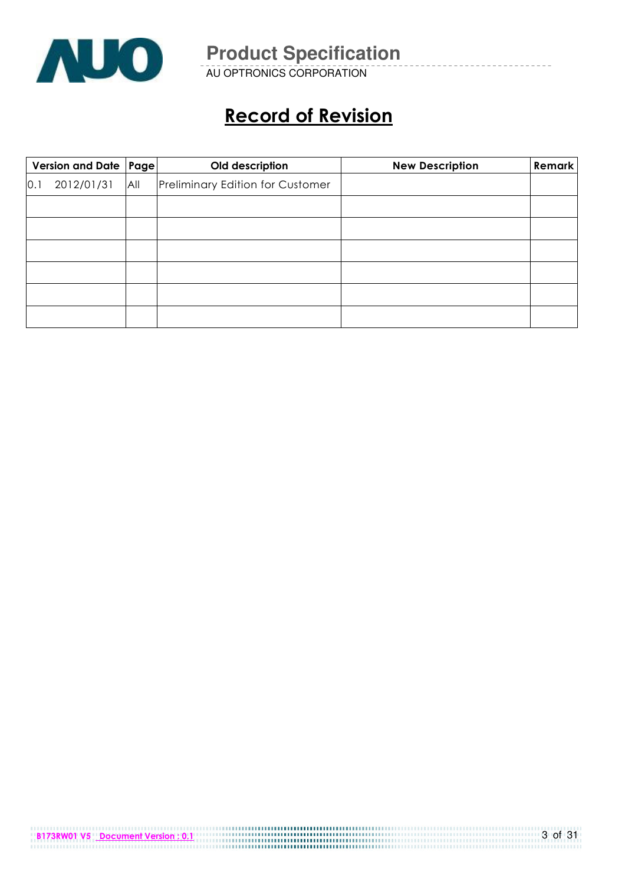# Record of Revision

| Version and Date | Page | Old description | New Description | Remark |
|---|---|---|---|---|
| 0.1 2012/01/31 | All | Preliminary Edition for Customer | | |
| | | | | |
| | | | | |
| | | | | |
| | | | | |
| | | | | |
| | | | | |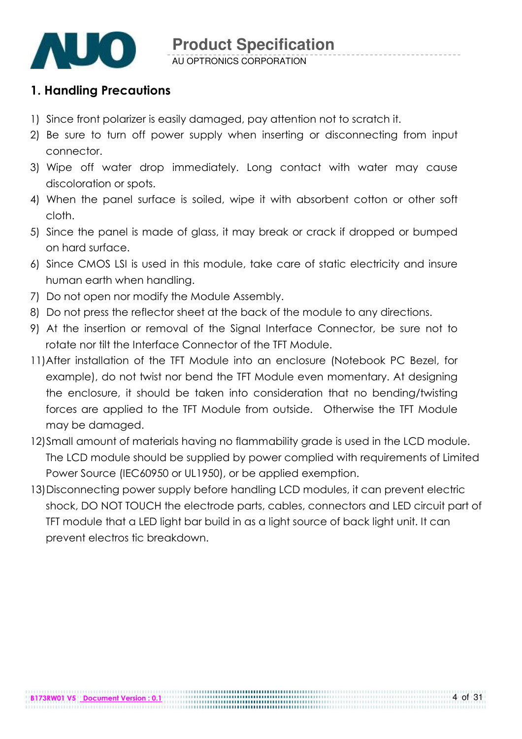## 1. Handling Precautions

1) Since front polarizer is easily damaged, pay attention not to scratch it.
2) Be sure to turn off power supply when inserting or disconnecting from input connector.
3) Wipe off water drop immediately. Long contact with water may cause discoloration or spots.
4) When the panel surface is soiled, wipe it with absorbent cotton or other soft cloth.
5) Since the panel is made of glass, it may break or crack if dropped or bumped on hard surface.
6) Since CMOS LSI is used in this module, take care of static electricity and insure human earth when handling.
7) Do not open nor modify the Module Assembly.
8) Do not press the reflector sheet at the back of the module to any directions.
9) At the insertion or removal of the Signal Interface Connector, be sure not to rotate nor tilt the Interface Connector of the TFT Module.
11) After installation of the TFT Module into an enclosure (Notebook PC Bezel, for example), do not twist nor bend the TFT Module even momentary. At designing the enclosure, it should be taken into consideration that no bending/twisting forces are applied to the TFT Module from outside. Otherwise the TFT Module may be damaged.
12) Small amount of materials having no flammability grade is used in the LCD module. The LCD module should be supplied by power complied with requirements of Limited Power Source (IEC60950 or UL1950), or be applied exemption.
13) Disconnecting power supply before handling LCD modules, it can prevent electric shock, DO NOT TOUCH the electrode parts, cables, connectors and LED circuit part of TFT module that a LED light bar build in as a light source of back light unit. It can prevent electros tic breakdown.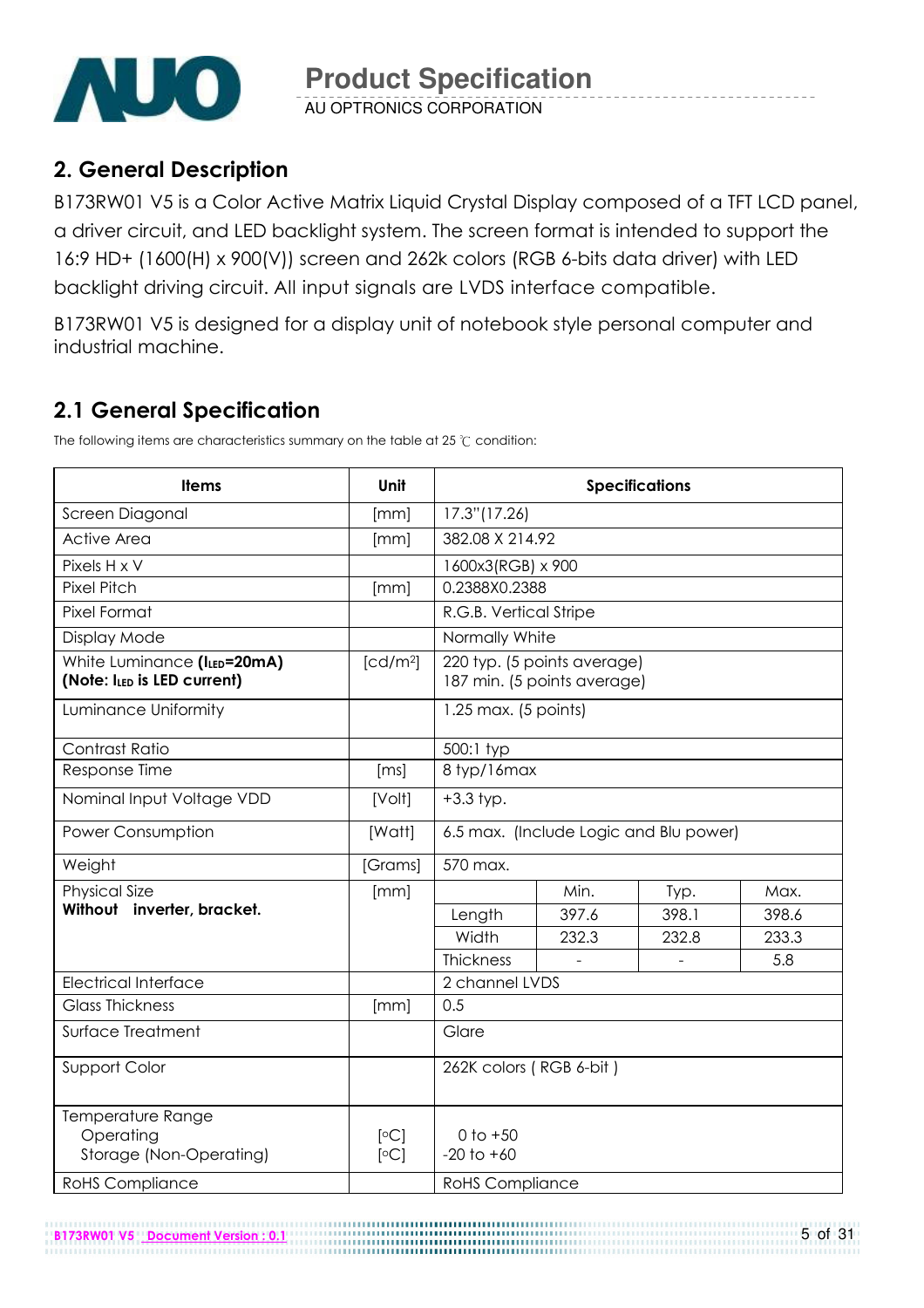## 2. General Description

B173RW01 V5 is a Color Active Matrix Liquid Crystal Display composed of a TFT LCD panel, a driver circuit, and LED backlight system. The screen format is intended to support the 16:9 HD+ (1600(H) x 900(V)) screen and 262k colors (RGB 6-bits data driver) with LED backlight driving circuit. All input signals are LVDS interface compatible.

B173RW01 V5 is designed for a display unit of notebook style personal computer and industrial machine.

## 2.1 General Specification

The following items are characteristics summary on the table at 25 ℃ condition:

| Items | Unit | Specifications | | | |
|---|---|---|---|---|---|
| Screen Diagonal | [mm] | 17.3"(17.26) | | | |
| Active Area | [mm] | 382.08 X 214.92 | | | |
| Pixels H x V | | 1600x3(RGB) x 900 | | | |
| Pixel Pitch | [mm] | 0.2388X0.2388 | | | |
| Pixel Format | | R.G.B. Vertical Stripe | | | |
| Display Mode | | Normally White | | | |
| White Luminance (**$I_{LED}$=20mA**) **(Note: $I_{LED}$ is LED current)** | [cd/m²] | 220 typ. (5 points average)<br>187 min. (5 points average) | | | |
| Luminance Uniformity | | 1.25 max. (5 points) | | | |
| Contrast Ratio | | 500:1 typ | | | |
| Response Time | [ms] | 8 typ/16max | | | |
| Nominal Input Voltage VDD | [Volt] | +3.3 typ. | | | |
| Power Consumption | [Watt] | 6.5 max. (Include Logic and Blu power) | | | |
| Weight | [Grams] | 570 max. | | | |
| Physical Size **Without inverter, bracket.** | [mm] | | Min. | Typ. | Max. |
| | | Length | 397.6 | 398.1 | 398.6 |
| | | Width | 232.3 | 232.8 | 233.3 |
| | | Thickness | - | - | 5.8 |
| Electrical Interface | | 2 channel LVDS | | | |
| Glass Thickness | [mm] | 0.5 | | | |
| Surface Treatment | | Glare | | | |
| Support Color | | 262K colors ( RGB 6-bit ) | | | |
| Temperature Range<br>Operating<br>Storage (Non-Operating) | <br>[°C]<br>[°C] | <br>0 to +50<br>-20 to +60 | | | |
| RoHS Compliance | | RoHS Compliance | | | |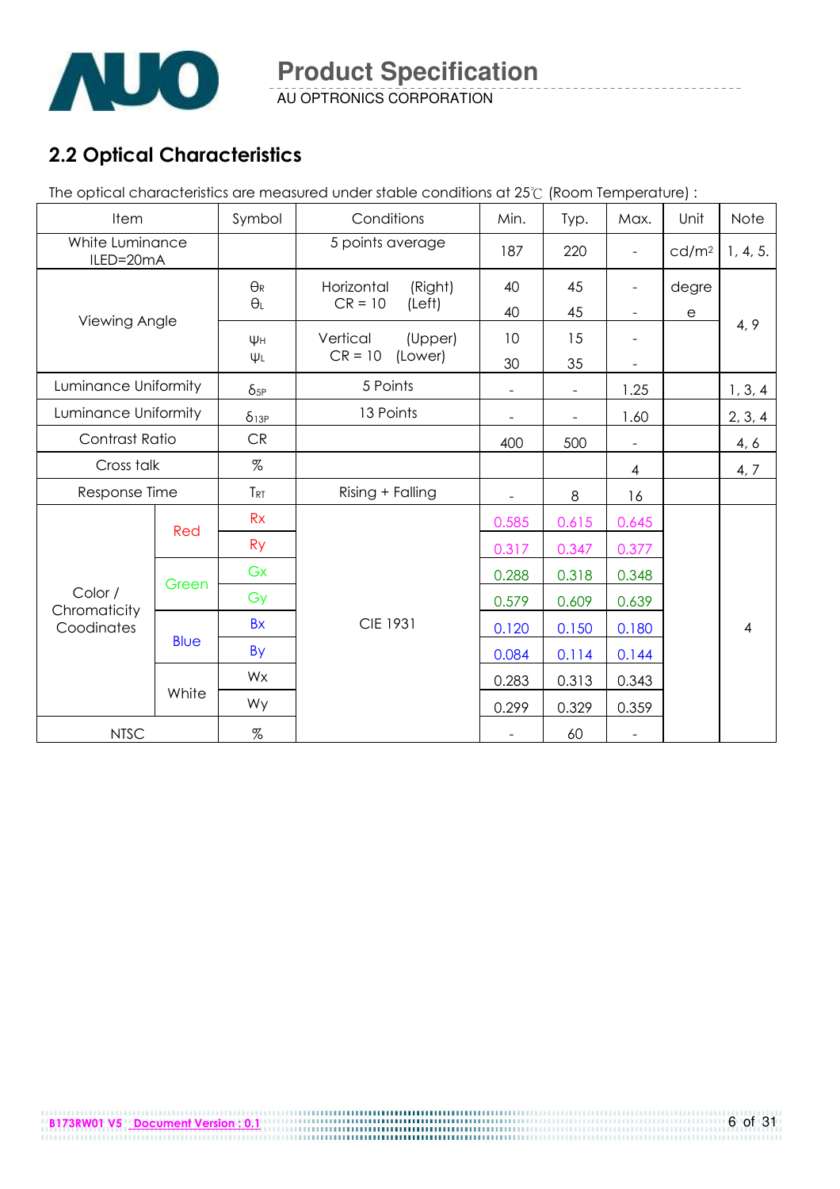## 2.2 Optical Characteristics

The optical characteristics are measured under stable conditions at 25℃ (Room Temperature) :

| Item | | Symbol | Conditions | Min. | Typ. | Max. | Unit | Note |
|---|---|---|---|---|---|---|---|---|
| White Luminance ILED=20mA | | | 5 points average | 187 | 220 | - | cd/m² | 1, 4, 5. |
| Viewing Angle | | $\theta_R$ | Horizontal (Right) CR = 10 | 40 | 45 | - | degree | 4, 9 |
| | | $\theta_L$ | Horizontal (Left) CR = 10 | 40 | 45 | - | | |
| | | $\psi_H$ | Vertical (Upper) CR = 10 | 10 | 15 | - | | |
| | | $\psi_L$ | Vertical (Lower) CR = 10 | 30 | 35 | - | | |
| Luminance Uniformity | | $\delta_{5P}$ | 5 Points | - | - | 1.25 | | 1, 3, 4 |
| Luminance Uniformity | | $\delta_{13P}$ | 13 Points | - | - | 1.60 | | 2, 3, 4 |
| Contrast Ratio | | CR | | 400 | 500 | - | | 4, 6 |
| Cross talk | | % | | | | 4 | | 4, 7 |
| Response Time | | $T_{RT}$ | Rising + Falling | - | 8 | 16 | | |
| Color / Chromaticity Coodinates | Red | Rx | CIE 1931 | 0.585 | 0.615 | 0.645 | | 4 |
| | | Ry | | 0.317 | 0.347 | 0.377 | | |
| | Green | Gx | | 0.288 | 0.318 | 0.348 | | |
| | | Gy | | 0.579 | 0.609 | 0.639 | | |
| | Blue | Bx | | 0.120 | 0.150 | 0.180 | | |
| | | By | | 0.084 | 0.114 | 0.144 | | |
| | White | Wx | | 0.283 | 0.313 | 0.343 | | |
| | | Wy | | 0.299 | 0.329 | 0.359 | | |
| NTSC | | % | | - | 60 | - | | |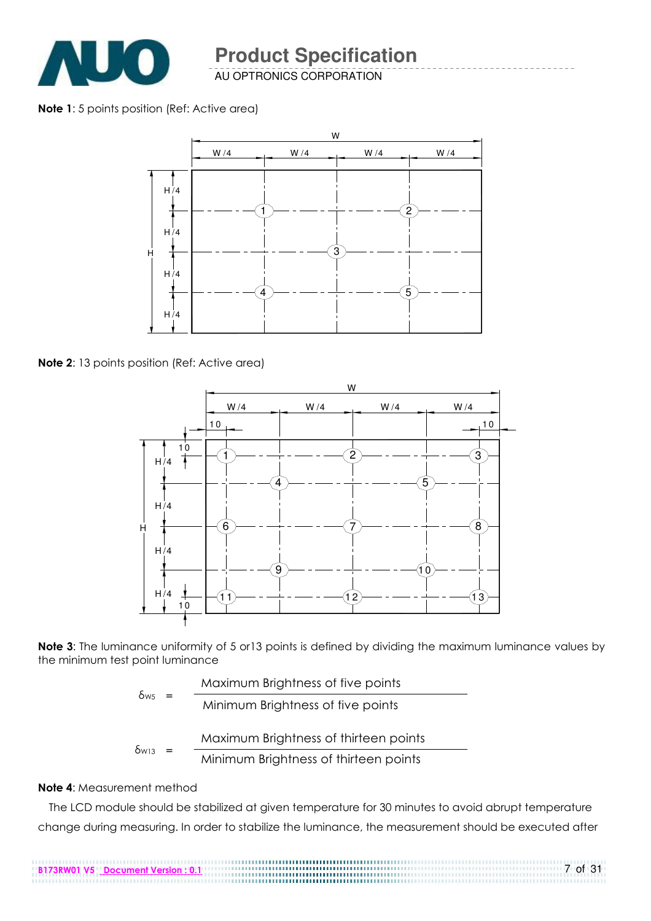**Note 1**: 5 points position (Ref: Active area)

**Note 2**: 13 points position (Ref: Active area)

**Note 3**: The luminance uniformity of 5 or13 points is defined by dividing the maximum luminance values by the minimum test point luminance

$$\delta_{W5} = \frac{\text{Maximum Brightness of five points}}{\text{Minimum Brightness of five points}}$$

$$\delta_{W13} = \frac{\text{Maximum Brightness of thirteen points}}{\text{Minimum Brightness of thirteen points}}$$

**Note 4**: Measurement method

The LCD module should be stabilized at given temperature for 30 minutes to avoid abrupt temperature change during measuring. In order to stabilize the luminance, the measurement should be executed after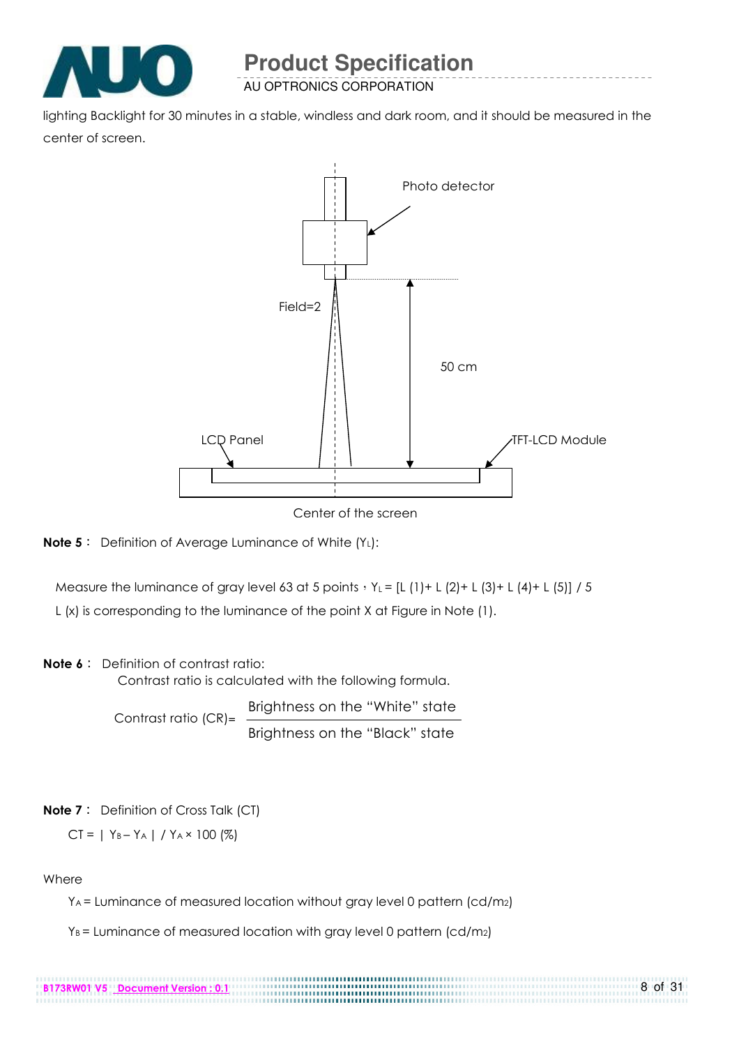lighting Backlight for 30 minutes in a stable, windless and dark room, and it should be measured in the center of screen.

Photo detector

Field=2

50 cm

LCD Panel

TFT-LCD Module

Center of the screen

**Note 5**： Definition of Average Luminance of White ($Y_L$):

Measure the luminance of gray level 63 at 5 points，$Y_L = [L (1)+ L (2)+ L (3)+ L (4)+ L (5)] / 5$

L (x) is corresponding to the luminance of the point X at Figure in Note (1).

**Note 6**： Definition of contrast ratio:

Contrast ratio is calculated with the following formula.

$$\text{Contrast ratio (CR)} = \frac{\text{Brightness on the "White" state}}{\text{Brightness on the "Black" state}}$$

**Note 7**： Definition of Cross Talk (CT)

$CT = | Y_B – Y_A | / Y_A \times 100$ (%)

Where

$Y_A$ = Luminance of measured location without gray level 0 pattern ($cd/m_2$)

$Y_B$ = Luminance of measured location with gray level 0 pattern ($cd/m_2$)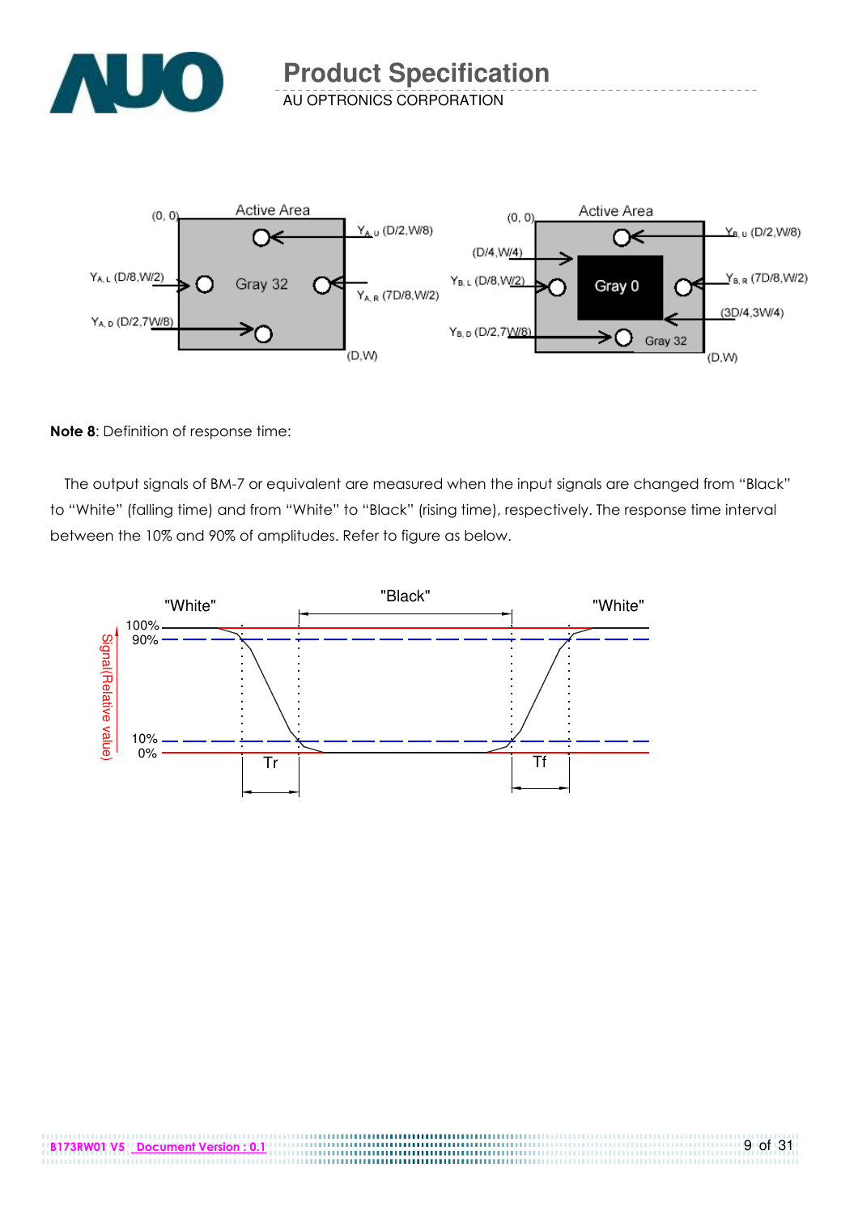**Note 8**: Definition of response time:

The output signals of BM-7 or equivalent are measured when the input signals are changed from "Black" to "White" (falling time) and from "White" to "Black" (rising time), respectively. The response time interval between the 10% and 90% of amplitudes. Refer to figure as below.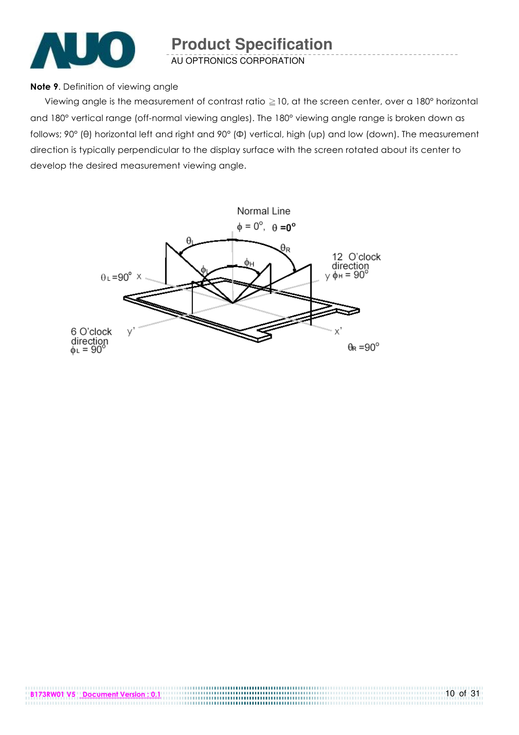**Note 9**. Definition of viewing angle

Viewing angle is the measurement of contrast ratio ≧10, at the screen center, over a 180° horizontal and 180° vertical range (off-normal viewing angles). The 180° viewing angle range is broken down as follows; 90° (θ) horizontal left and right and 90° (Φ) vertical, high (up) and low (down). The measurement direction is typically perpendicular to the display surface with the screen rotated about its center to develop the desired measurement viewing angle.

Normal Line
$\phi = 0^\circ$, $\theta = 0^\circ$

$\theta_L$ $\theta_R$ $\phi_H$ $\phi_L$

$\theta_L = 90^\circ$ x

12 O'clock direction
y $\phi_H = 90^\circ$

6 O'clock direction
$\phi_L = 90^\circ$ y'

x'

$\theta_R = 90^\circ$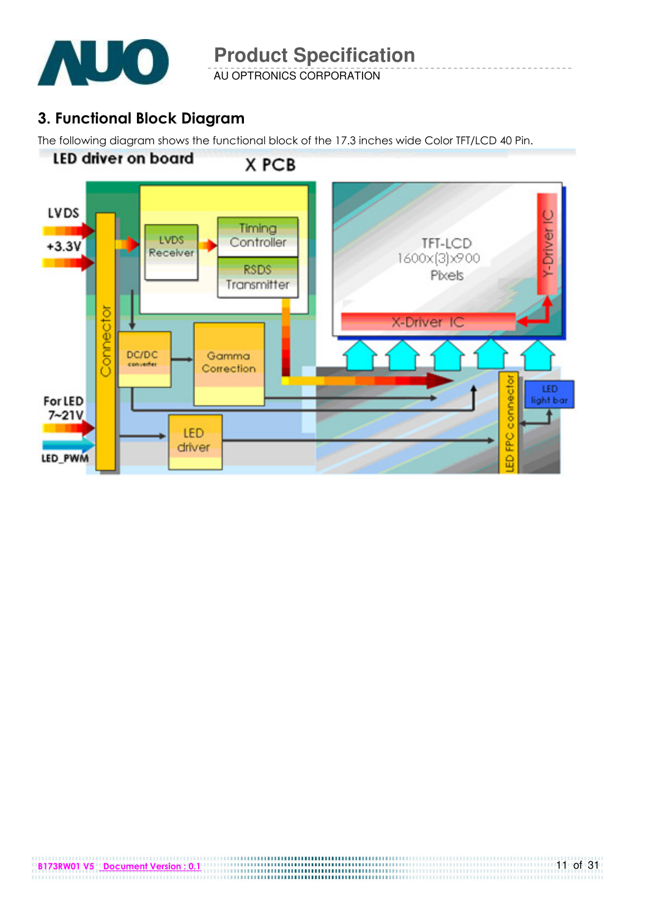## 3. Functional Block Diagram

The following diagram shows the functional block of the 17.3 inches wide Color TFT/LCD 40 Pin.

LED driver on board

X PCB

LVDS

+3.3V

For LED 7~21V

LED_PWM

Connector

LVDS Receiver

Timing Controller

RSDS Transmitter

DC/DC converter

Gamma Correction

LED driver

TFT-LCD 1600x(3)x900 Pixels

Y-Driver IC

X-Driver IC

LED FPC connector

LED light bar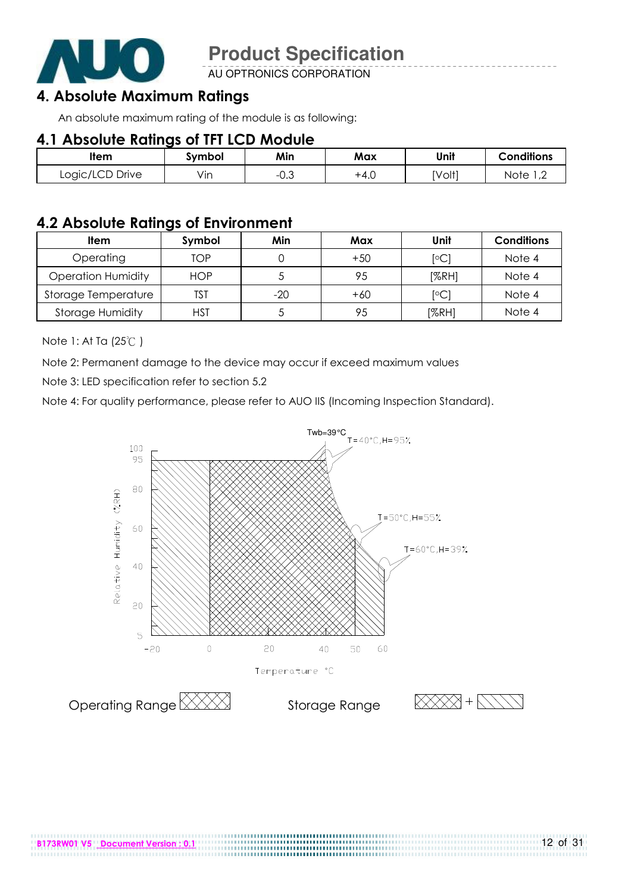# 4. Absolute Maximum Ratings

An absolute maximum rating of the module is as following:

## 4.1 Absolute Ratings of TFT LCD Module

| Item | Symbol | Min | Max | Unit | Conditions |
|---|---|---|---|---|---|
| Logic/LCD Drive | Vin | -0.3 | +4.0 | [Volt] | Note 1,2 |

## 4.2 Absolute Ratings of Environment

| Item | Symbol | Min | Max | Unit | Conditions |
|---|---|---|---|---|---|
| Operating | TOP | 0 | +50 | [°C] | Note 4 |
| Operation Humidity | HOP | 5 | 95 | [%RH] | Note 4 |
| Storage Temperature | TST | -20 | +60 | [°C] | Note 4 |
| Storage Humidity | HST | 5 | 95 | [%RH] | Note 4 |

Note 1: At Ta (25℃ )

Note 2: Permanent damage to the device may occur if exceed maximum values

Note 3: LED specification refer to section 5.2

Note 4: For quality performance, please refer to AUO IIS (Incoming Inspection Standard).

Twb=39°C

T=40°C,H=95%

T=50°C,H=55%

T=60°C,H=39%

Relative Humidity (%RH)

Temperature °C

Operating Range

Storage Range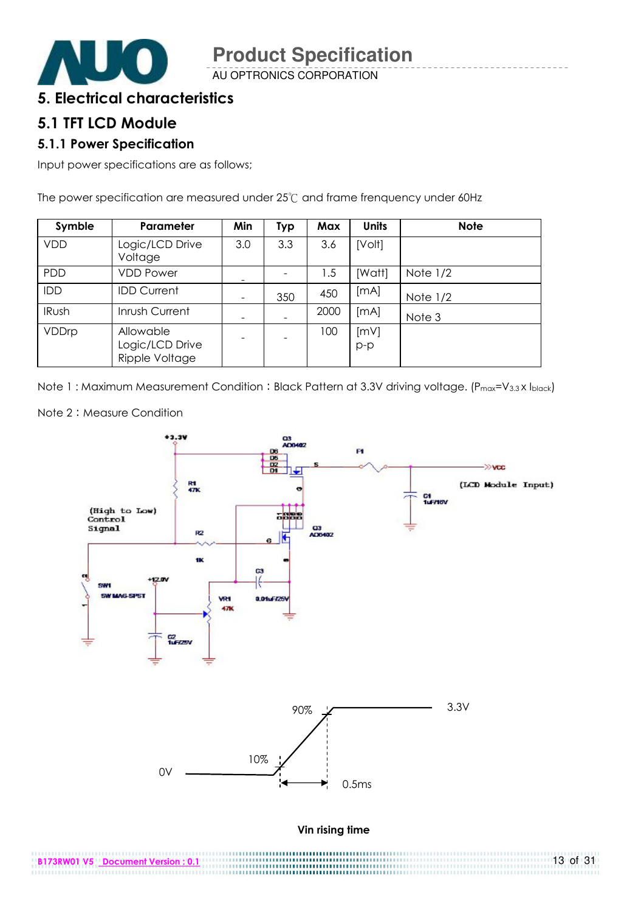# 5. Electrical characteristics

## 5.1 TFT LCD Module

### 5.1.1 Power Specification

Input power specifications are as follows;

The power specification are measured under 25℃ and frame frenquency under 60Hz

| Symble | Parameter | Min | Typ | Max | Units | Note |
|---|---|---|---|---|---|---|
| VDD | Logic/LCD Drive Voltage | 3.0 | 3.3 | 3.6 | [Volt] | |
| PDD | VDD Power | - | - | 1.5 | [Watt] | Note 1/2 |
| IDD | IDD Current | - | 350 | 450 | [mA] | Note 1/2 |
| IRush | Inrush Current | - | - | 2000 | [mA] | Note 3 |
| VDDrp | Allowable Logic/LCD Drive Ripple Voltage | - | - | 100 | [mV] p-p | |

Note 1：Maximum Measurement Condition：Black Pattern at 3.3V driving voltage. ($P_{max}$=$V_{3.3}$ x $I_{black}$)

Note 2：Measure Condition

Vin rising time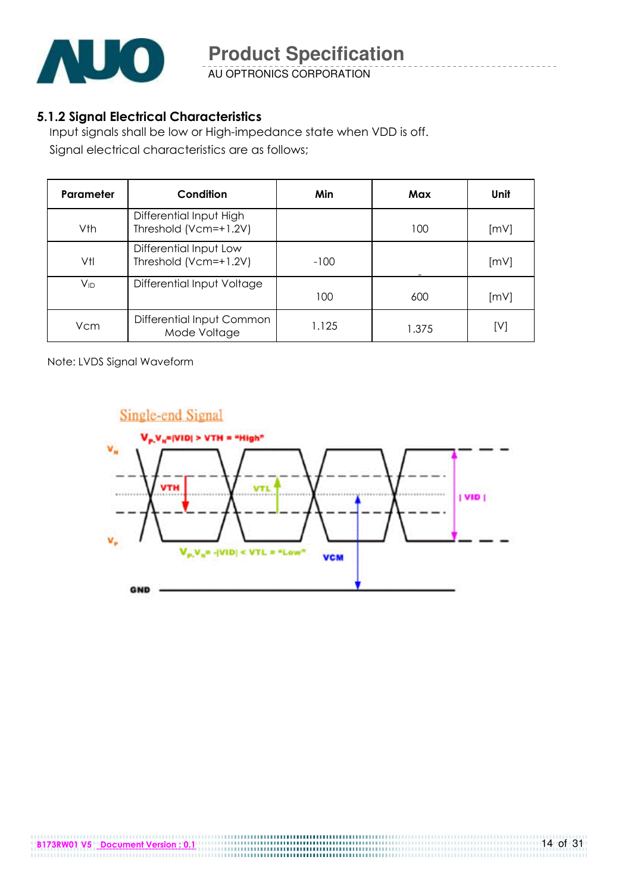### 5.1.2 Signal Electrical Characteristics

Input signals shall be low or High-impedance state when VDD is off.

Signal electrical characteristics are as follows;

| Parameter | Condition | Min | Max | Unit |
|---|---|---|---|---|
| Vth | Differential Input High Threshold (Vcm=+1.2V) | | 100 | [mV] |
| Vtl | Differential Input Low Threshold (Vcm=+1.2V) | -100 | - | [mV] |
| $V_{ID}$ | Differential Input Voltage | 100 | 600 | [mV] |
| Vcm | Differential Input Common Mode Voltage | 1.125 | 1.375 | [V] |

Note: LVDS Signal Waveform

Single-end Signal

$V_P$-$V_N$=|VID| > VTH = "High"

$V_P$-$V_N$= -|VID| < VTL = "Low"

$V_N$, $V_P$, VTH, VTL, | VID |, VCM, GND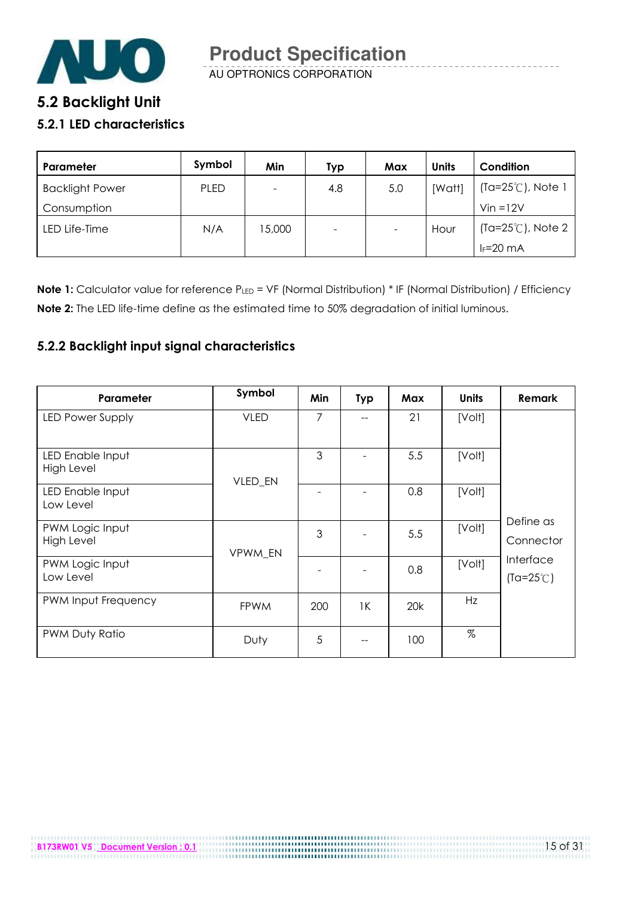## 5.2 Backlight Unit

### 5.2.1 LED characteristics

| Parameter | Symbol | Min | Typ | Max | Units | Condition |
|---|---|---|---|---|---|---|
| Backlight Power Consumption | PLED | - | 4.8 | 5.0 | [Watt] | (Ta=25℃), Note 1 Vin =12V |
| LED Life-Time | N/A | 15,000 | - | - | Hour | (Ta=25℃), Note 2 $I_F$=20 mA |

**Note 1:** Calculator value for reference $P_{LED}$ = VF (Normal Distribution) * IF (Normal Distribution) / Efficiency

**Note 2:** The LED life-time define as the estimated time to 50% degradation of initial luminous.

### 5.2.2 Backlight input signal characteristics

| Parameter | Symbol | Min | Typ | Max | Units | Remark |
|---|---|---|---|---|---|---|
| LED Power Supply | VLED | 7 | -- | 21 | [Volt] | Define as Connector Interface (Ta=25℃) |
| LED Enable Input High Level | VLED_EN | 3 | - | 5.5 | [Volt] | |
| LED Enable Input Low Level | | - | - | 0.8 | [Volt] | |
| PWM Logic Input High Level | VPWM_EN | 3 | - | 5.5 | [Volt] | |
| PWM Logic Input Low Level | | - | - | 0.8 | [Volt] | |
| PWM Input Frequency | FPWM | 200 | 1K | 20k | Hz | |
| PWM Duty Ratio | Duty | 5 | -- | 100 | % | |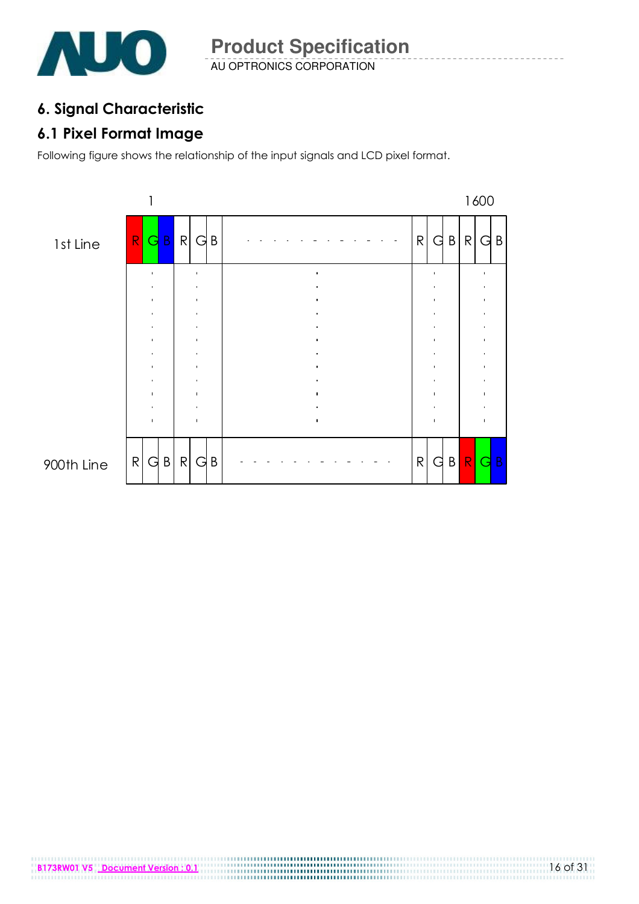## 6. Signal Characteristic

### 6.1 Pixel Format Image

Following figure shows the relationship of the input signals and LCD pixel format.

| | 1 | | | | | | 1600 | | |
|---|---|---|---|---|---|---|---|---|---|
| 1st Line | R | G | B | R | G | B | - - - - - - - - - - - - - | R | G | B | R | G | B |
| 900th Line | R | G | B | R | G | B | - - - - - - - - - - - - - | R | G | B | R | G | B |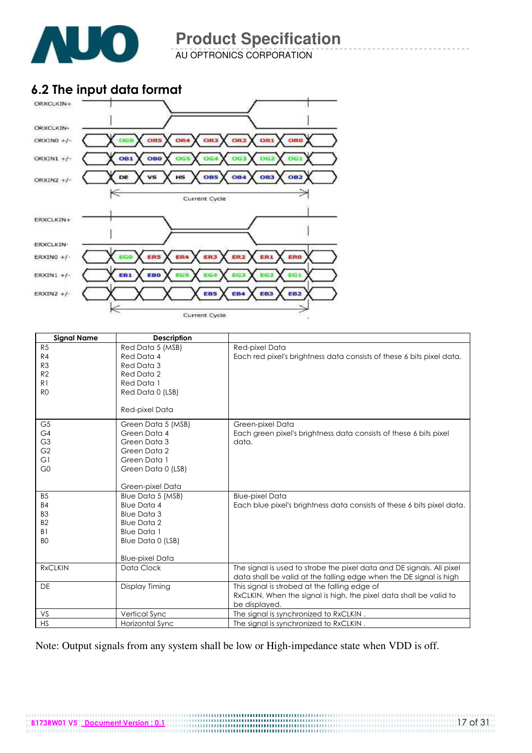## 6.2 The input data format

ORXCLKIN+

ORXCLKIN-

ORXIN0 +/- OG0 OR5 OR4 OR3 OR2 OR1 OR0

ORXIN1 +/- OB1 OB0 OG5 OG4 OG3 OG2 OG1

ORXIN2 +/- DE VS HS OB5 OB4 OB3 OB2

Current Cycle

ERXCLKIN+

ERXCLKIN-

ERXIN0 +/- EG0 ER5 ER4 ER3 ER2 ER1 ER0

ERXIN1 +/- EB1 EB0 EG5 EG4 EG3 EG2 EG1

ERXIN2 +/- EB5 EB4 EB3 EB2

Current Cycle

| Signal Name | Description | |
|---|---|---|
| R5<br>R4<br>R3<br>R2<br>R1<br>R0 | Red Data 5 (MSB)<br>Red Data 4<br>Red Data 3<br>Red Data 2<br>Red Data 1<br>Red Data 0 (LSB)<br><br>Red-pixel Data | Red-pixel Data<br>Each red pixel's brightness data consists of these 6 bits pixel data. |
| G5<br>G4<br>G3<br>G2<br>G1<br>G0 | Green Data 5 (MSB)<br>Green Data 4<br>Green Data 3<br>Green Data 2<br>Green Data 1<br>Green Data 0 (LSB)<br><br>Green-pixel Data | Green-pixel Data<br>Each green pixel's brightness data consists of these 6 bits pixel data. |
| B5<br>B4<br>B3<br>B2<br>B1<br>B0 | Blue Data 5 (MSB)<br>Blue Data 4<br>Blue Data 3<br>Blue Data 2<br>Blue Data 1<br>Blue Data 0 (LSB)<br><br>Blue-pixel Data | Blue-pixel Data<br>Each blue pixel's brightness data consists of these 6 bits pixel data. |
| RxCLKIN | Data Clock | The signal is used to strobe the pixel data and DE signals. All pixel data shall be valid at the falling edge when the DE signal is high |
| DE | Display Timing | This signal is strobed at the falling edge of RxCLKIN. When the signal is high, the pixel data shall be valid to be displayed. |
| VS | Vertical Sync | The signal is synchronized to RxCLKIN . |
| HS | Horizontal Sync | The signal is synchronized to RxCLKIN . |

Note: Output signals from any system shall be low or High-impedance state when VDD is off.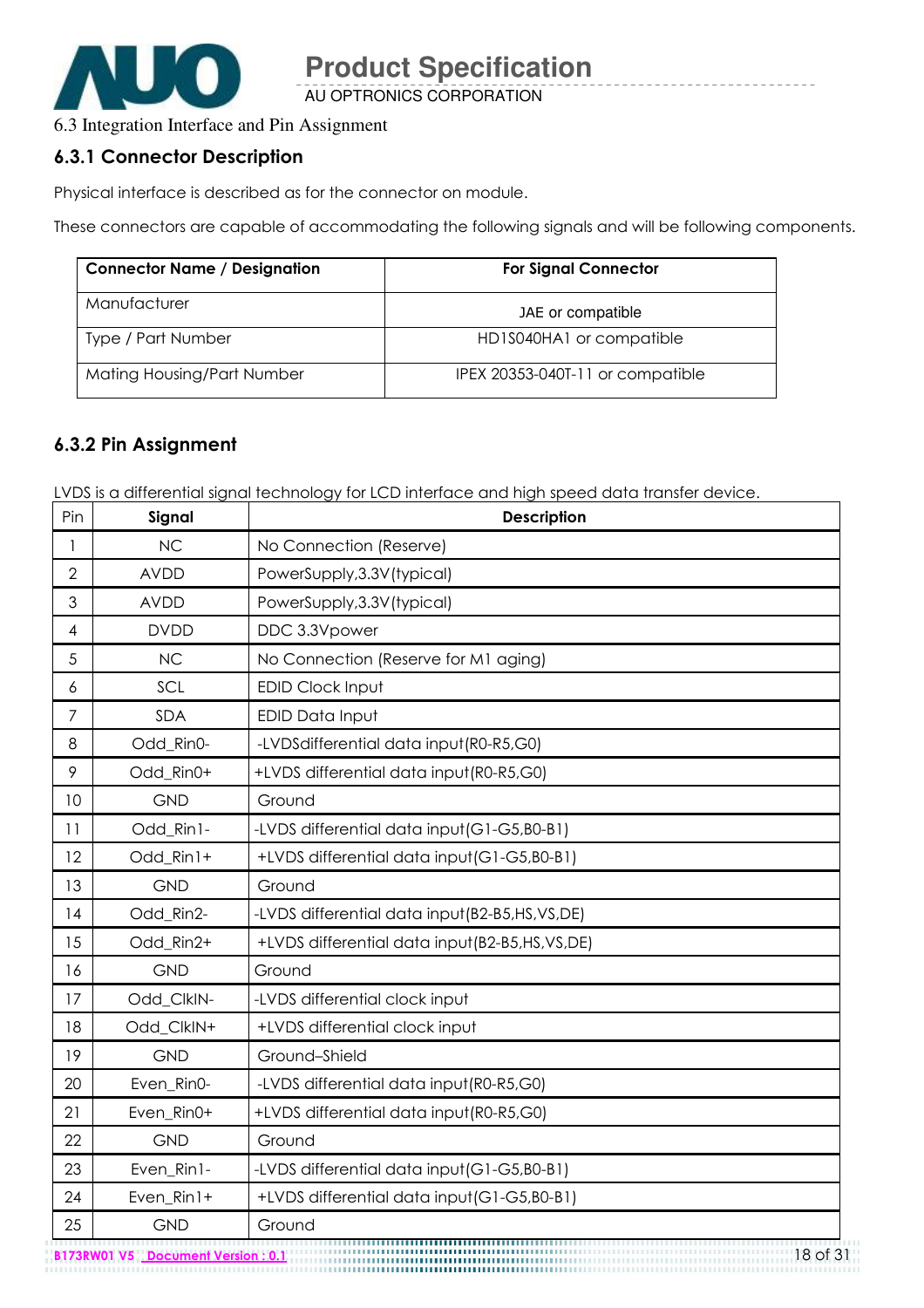6.3 Integration Interface and Pin Assignment

### 6.3.1 Connector Description

Physical interface is described as for the connector on module.

These connectors are capable of accommodating the following signals and will be following components.

| Connector Name / Designation | For Signal Connector |
|---|---|
| Manufacturer | JAE or compatible |
| Type / Part Number | HD1S040HA1 or compatible |
| Mating Housing/Part Number | IPEX 20353-040T-11 or compatible |

### 6.3.2 Pin Assignment

LVDS is a differential signal technology for LCD interface and high speed data transfer device.

| Pin | Signal | Description |
|---|---|---|
| 1 | NC | No Connection (Reserve) |
| 2 | AVDD | PowerSupply,3.3V(typical) |
| 3 | AVDD | PowerSupply,3.3V(typical) |
| 4 | DVDD | DDC 3.3Vpower |
| 5 | NC | No Connection (Reserve for M1 aging) |
| 6 | SCL | EDID Clock Input |
| 7 | SDA | EDID Data Input |
| 8 | Odd_Rin0- | -LVDSdifferential data input(R0-R5,G0) |
| 9 | Odd_Rin0+ | +LVDS differential data input(R0-R5,G0) |
| 10 | GND | Ground |
| 11 | Odd_Rin1- | -LVDS differential data input(G1-G5,B0-B1) |
| 12 | Odd_Rin1+ | +LVDS differential data input(G1-G5,B0-B1) |
| 13 | GND | Ground |
| 14 | Odd_Rin2- | -LVDS differential data input(B2-B5,HS,VS,DE) |
| 15 | Odd_Rin2+ | +LVDS differential data input(B2-B5,HS,VS,DE) |
| 16 | GND | Ground |
| 17 | Odd_ClkIN- | -LVDS differential clock input |
| 18 | Odd_ClkIN+ | +LVDS differential clock input |
| 19 | GND | Ground–Shield |
| 20 | Even_Rin0- | -LVDS differential data input(R0-R5,G0) |
| 21 | Even_Rin0+ | +LVDS differential data input(R0-R5,G0) |
| 22 | GND | Ground |
| 23 | Even_Rin1- | -LVDS differential data input(G1-G5,B0-B1) |
| 24 | Even_Rin1+ | +LVDS differential data input(G1-G5,B0-B1) |
| 25 | GND | Ground |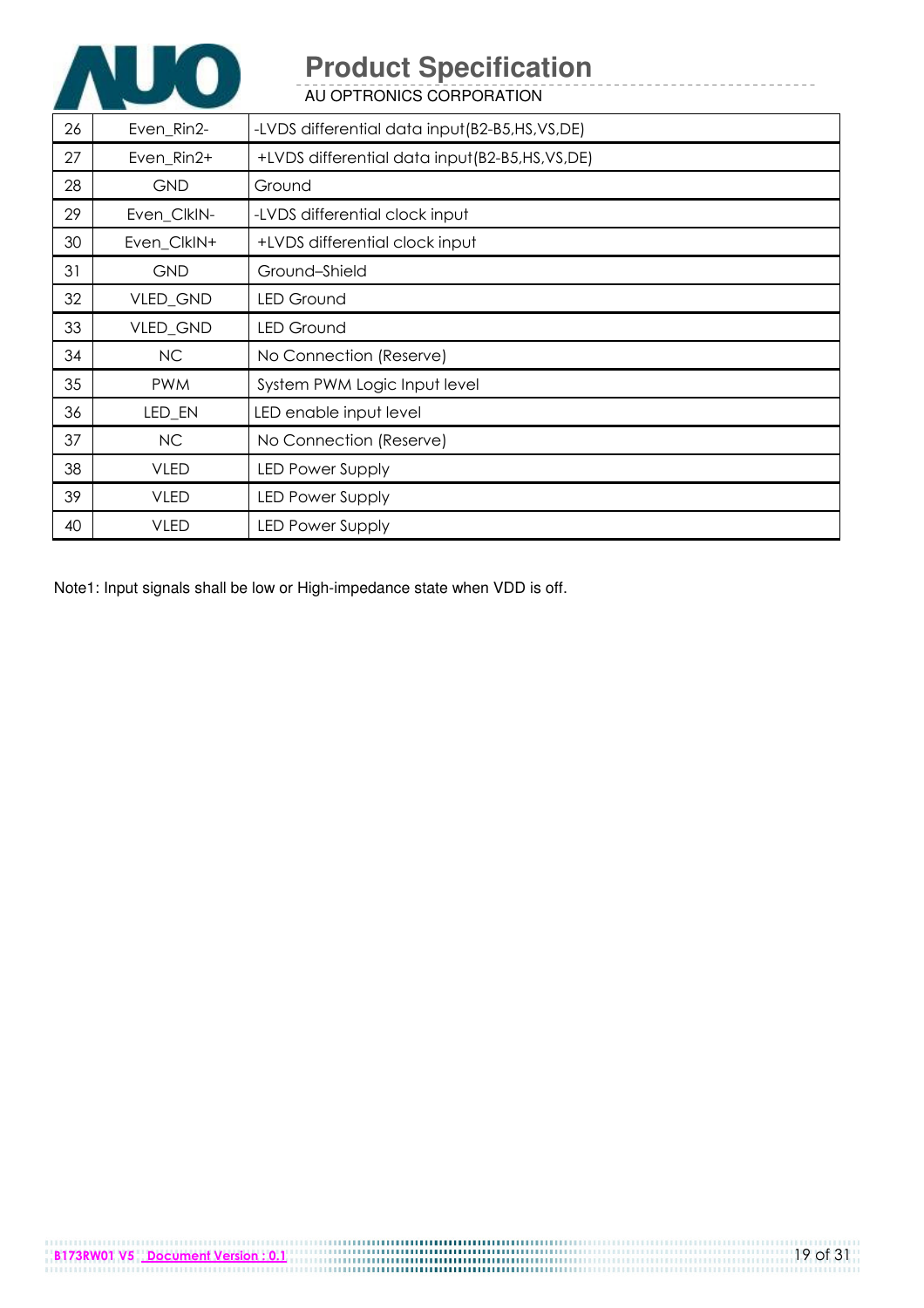| 26 | Even_Rin2- | -LVDS differential data input(B2-B5,HS,VS,DE) |
|---|---|---|
| 27 | Even_Rin2+ | +LVDS differential data input(B2-B5,HS,VS,DE) |
| 28 | GND | Ground |
| 29 | Even_ClkIN- | -LVDS differential clock input |
| 30 | Even_ClkIN+ | +LVDS differential clock input |
| 31 | GND | Ground–Shield |
| 32 | VLED_GND | LED Ground |
| 33 | VLED_GND | LED Ground |
| 34 | NC | No Connection (Reserve) |
| 35 | PWM | System PWM Logic Input level |
| 36 | LED_EN | LED enable input level |
| 37 | NC | No Connection (Reserve) |
| 38 | VLED | LED Power Supply |
| 39 | VLED | LED Power Supply |
| 40 | VLED | LED Power Supply |

Note1: Input signals shall be low or High-impedance state when VDD is off.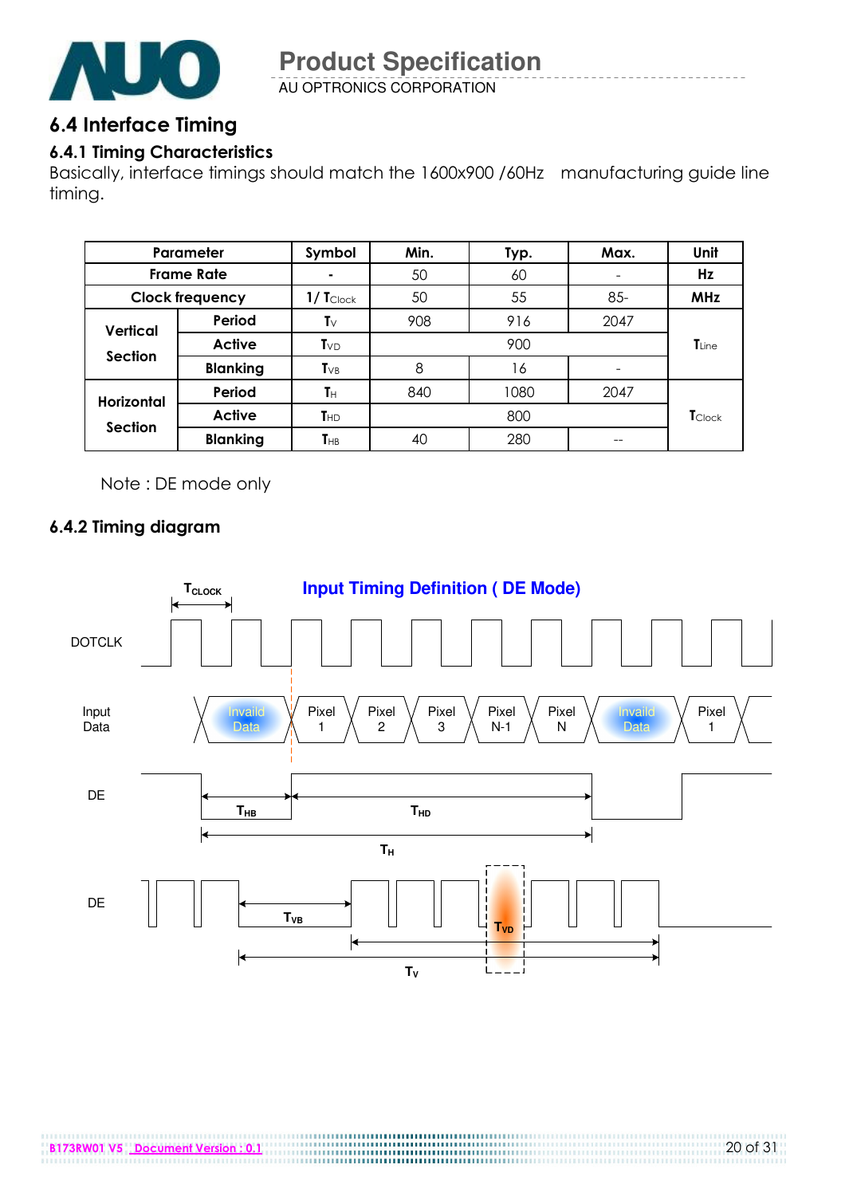## 6.4 Interface Timing

### 6.4.1 Timing Characteristics

Basically, interface timings should match the 1600x900 /60Hz manufacturing guide line timing.

| Parameter | | Symbol | Min. | Typ. | Max. | Unit |
|---|---|---|---|---|---|---|
| Frame Rate | | - | 50 | 60 | - | Hz |
| Clock frequency | | 1/ $T_{Clock}$ | 50 | 55 | 85- | MHz |
| Vertical Section | Period | $T_V$ | 908 | 916 | 2047 | $T_{Line}$ |
| | Active | $T_{VD}$ | | 900 | | |
| | Blanking | $T_{VB}$ | 8 | 16 | - | |
| Horizontal Section | Period | $T_H$ | 840 | 1080 | 2047 | $T_{Clock}$ |
| | Active | $T_{HD}$ | | 800 | | |
| | Blanking | $T_{HB}$ | 40 | 280 | -- | |

Note : DE mode only

### 6.4.2 Timing diagram

**Input Timing Definition ( DE Mode)**

$T_{CLOCK}$

DOTCLK

Input Data: Invaild Data | Pixel 1 | Pixel 2 | Pixel 3 | Pixel N-1 | Pixel N | Invaild Data | Pixel 1

DE: $T_{HB}$, $T_{HD}$, $T_H$

DE: $T_{VB}$, $T_{VD}$, $T_V$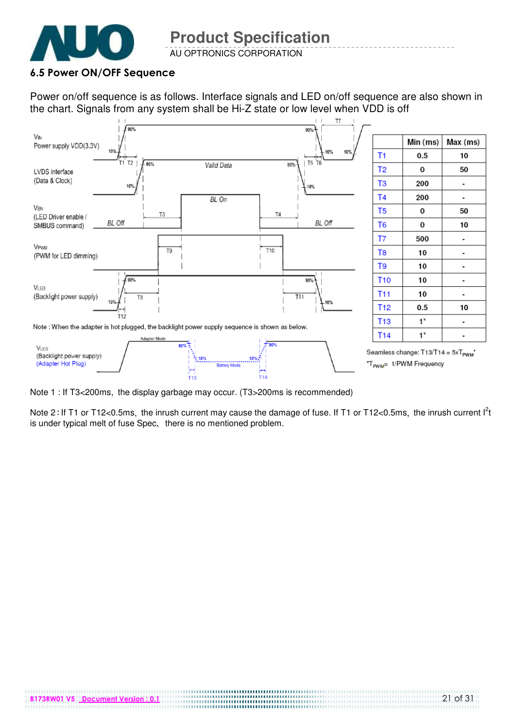### 6.5 Power ON/OFF Sequence

Power on/off sequence is as follows. Interface signals and LED on/off sequence are also shown in the chart. Signals from any system shall be Hi-Z state or low level when VDD is off

|  | Min (ms) | Max (ms) |
|---|---|---|
| T1 | 0.5 | 10 |
| T2 | 0 | 50 |
| T3 | 200 | - |
| T4 | 200 | - |
| T5 | 0 | 50 |
| T6 | 0 | 10 |
| T7 | 500 | - |
| T8 | 10 | - |
| T9 | 10 | - |
| T10 | 10 | - |
| T11 | 10 | - |
| T12 | 0.5 | 10 |
| T13 | 1* | - |
| T14 | 1* | - |

Seamless change: T13/T14 = 5x$T_{PWM}$*

*$T_{PWM}$= 1/PWM Frequency

Note : When the adapter is hot plugged, the backlight power supply sequence is shown as below.

Note 1 : If T3<200ms, the display garbage may occur. (T3>200ms is recommended)

Note 2 : If T1 or T12<0.5ms, the inrush current may cause the damage of fuse. If T1 or T12<0.5ms, the inrush current $I^2t$ is under typical melt of fuse Spec, there is no mentioned problem.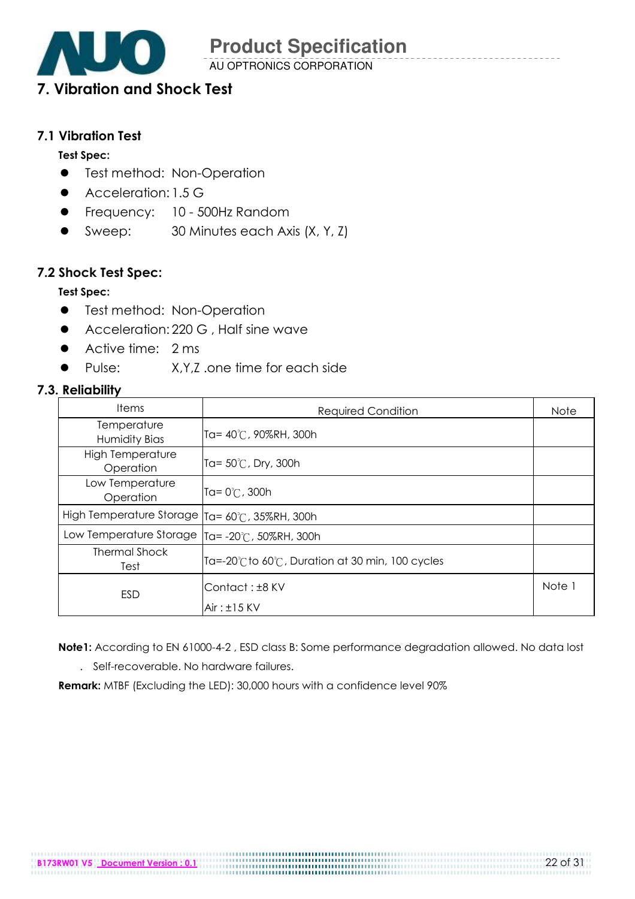# 7. Vibration and Shock Test

## 7.1 Vibration Test

**Test Spec:**

- Test method: Non-Operation
- Acceleration: 1.5 G
- Frequency: 10 - 500Hz Random
- Sweep: 30 Minutes each Axis (X, Y, Z)

## 7.2 Shock Test Spec:

**Test Spec:**

- Test method: Non-Operation
- Acceleration: 220 G , Half sine wave
- Active time: 2 ms
- Pulse: X,Y,Z .one time for each side

## 7.3. Reliability

| Items | Required Condition | Note |
|---|---|---|
| Temperature Humidity Bias | Ta= 40℃, 90%RH, 300h | |
| High Temperature Operation | Ta= 50℃, Dry, 300h | |
| Low Temperature Operation | Ta= 0℃, 300h | |
| High Temperature Storage | Ta= 60℃, 35%RH, 300h | |
| Low Temperature Storage | Ta= -20℃, 50%RH, 300h | |
| Thermal Shock Test | Ta=-20℃ to 60℃, Duration at 30 min, 100 cycles | |
| ESD | Contact : ±8 KV<br>Air : ±15 KV | Note 1 |

**Note1:** According to EN 61000-4-2 , ESD class B: Some performance degradation allowed. No data lost . Self-recoverable. No hardware failures.

**Remark:** MTBF (Excluding the LED): 30,000 hours with a confidence level 90%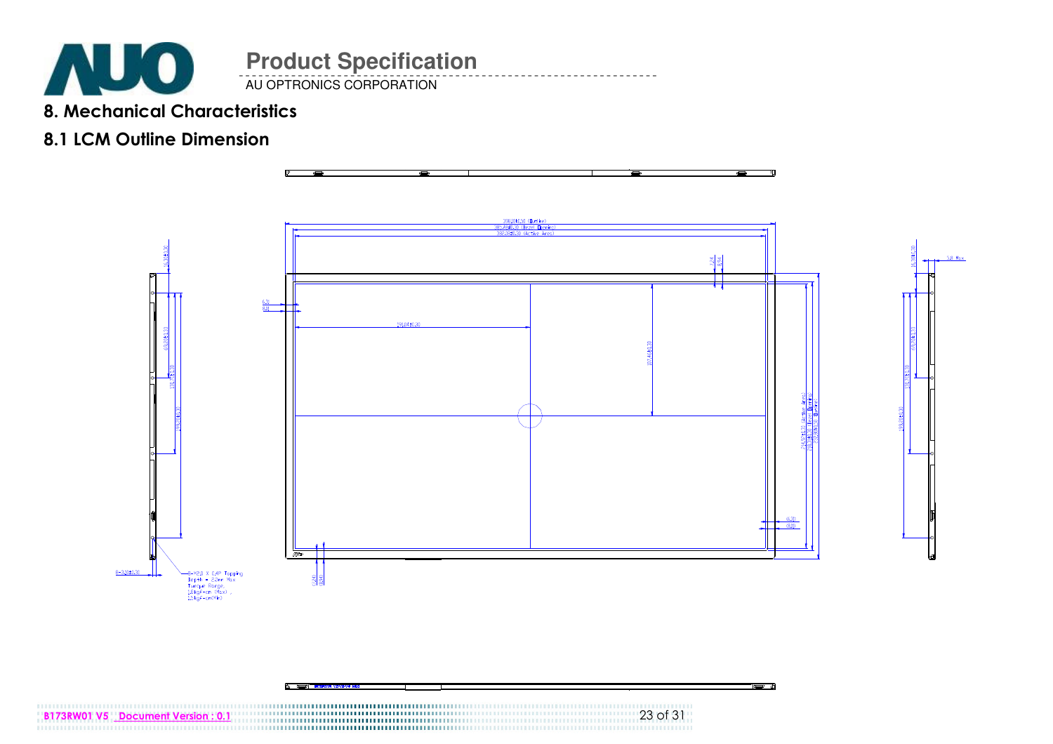## 8. Mechanical Characteristics

### 8.1 LCM Outline Dimension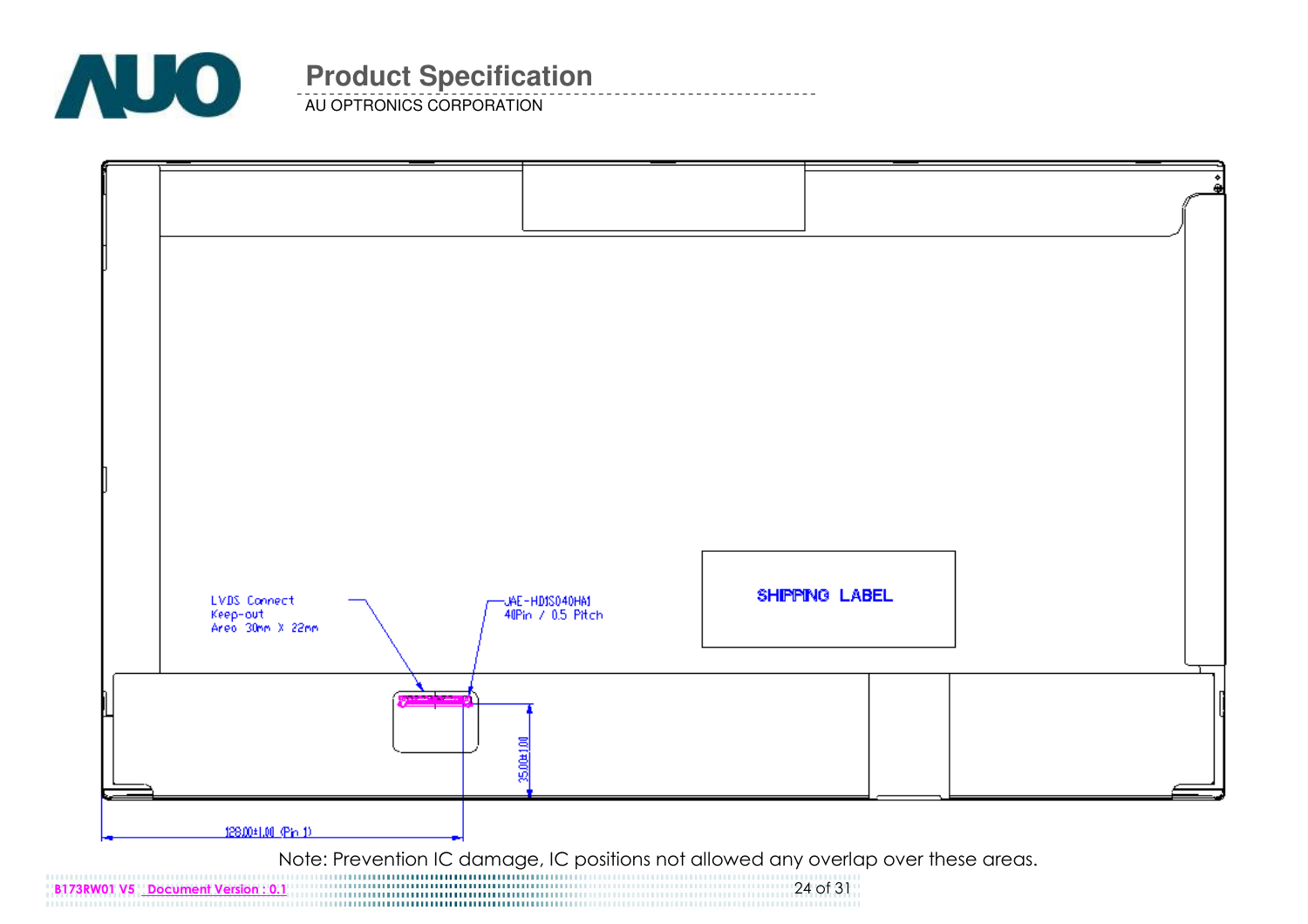LVDS Connect
Keep-out
Area 30mm X 22mm

JAE-HD1S040HA1
40Pin / 0.5 Pitch

SHIPPING LABEL

35.00±1.00

128.00±1.00 (Pin 1)

Note: Prevention IC damage, IC positions not allowed any overlap over these areas.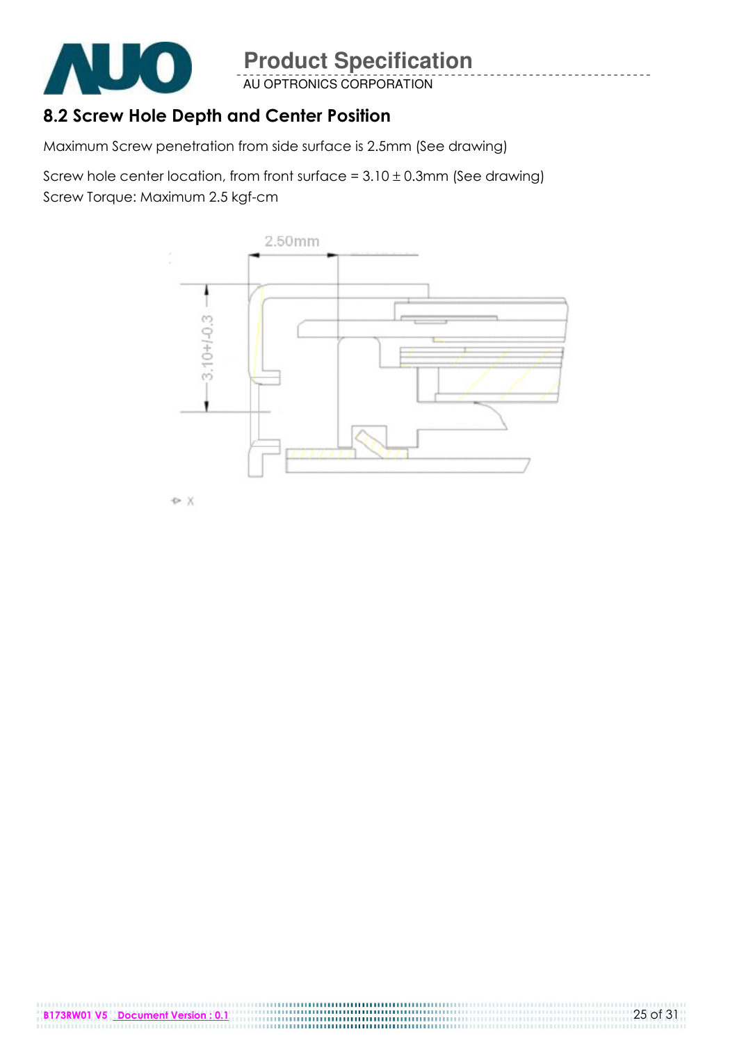## 8.2 Screw Hole Depth and Center Position

Maximum Screw penetration from side surface is 2.5mm (See drawing)

Screw hole center location, from front surface = 3.10 ± 0.3mm (See drawing)
Screw Torque: Maximum 2.5 kgf-cm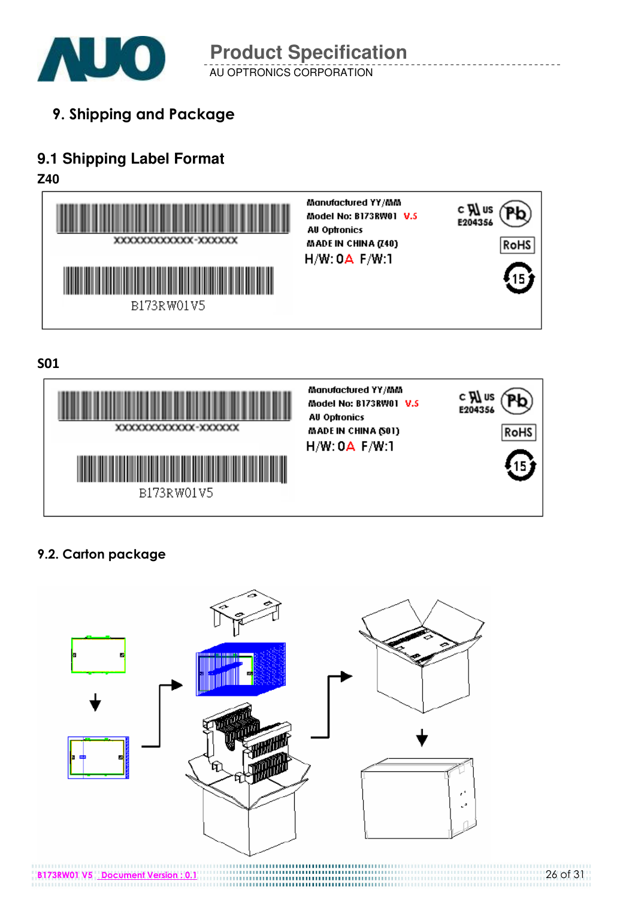# 9. Shipping and Package

## 9.1 Shipping Label Format

**Z40**

XXXXXXXXXXXX-XXXXXX

B173RW01V5

Manufactured YY/MM
Model No: B173RW01 V.5
AU Optronics
MADE IN CHINA (Z40)
H/W: 0A F/W:1

c UL us E204356
Pb
RoHS
15

**S01**

XXXXXXXXXXXX-XXXXXX

B173RW01V5

Manufactured YY/MM
Model No: B173RW01 V.5
AU Optronics
MADE IN CHINA (S01)
H/W: 0A F/W:1

c UL us E204356
Pb
RoHS
15

## 9.2. Carton package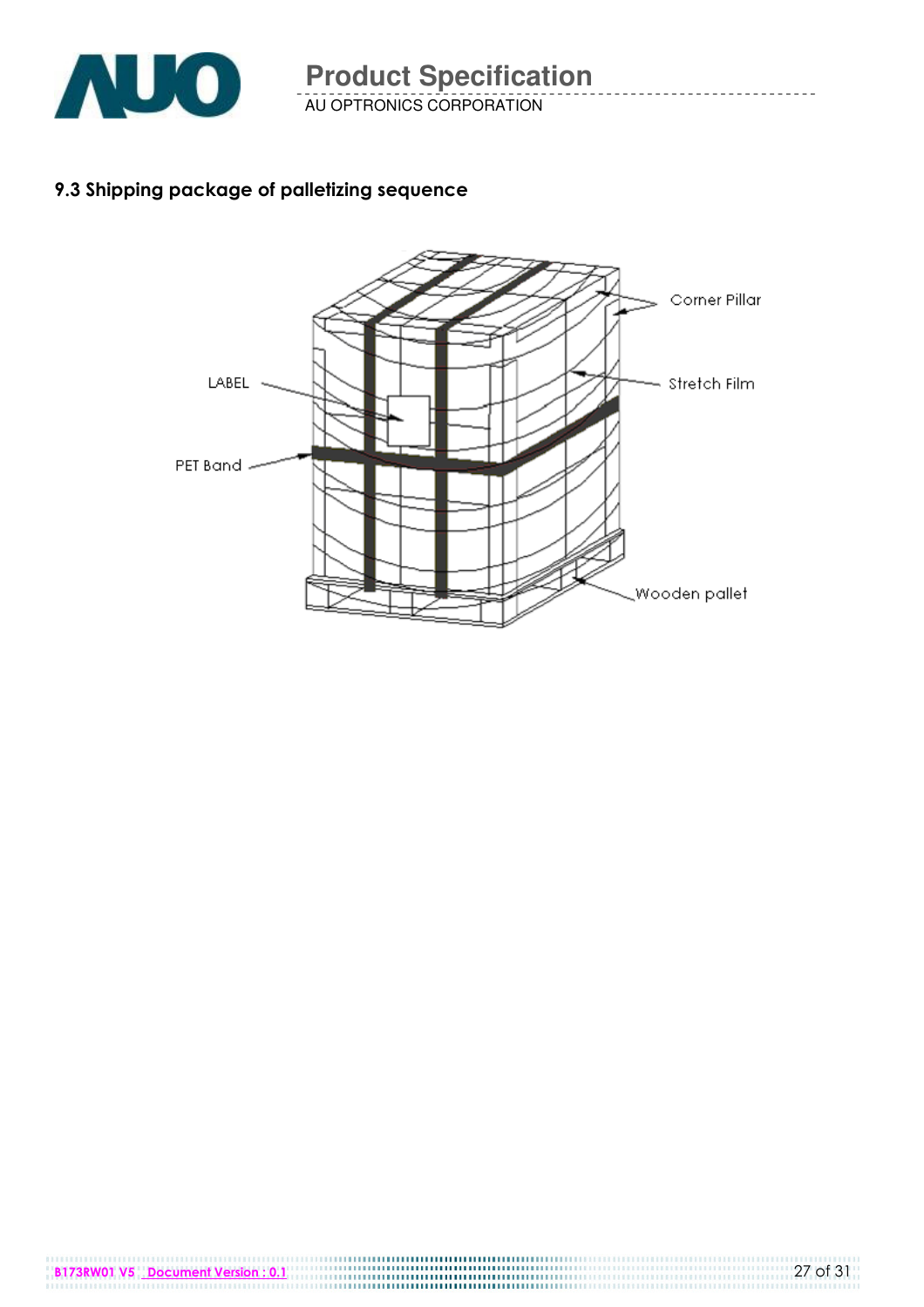### 9.3 Shipping package of palletizing sequence

LABEL

PET Band

Corner Pillar

Stretch Film

Wooden pallet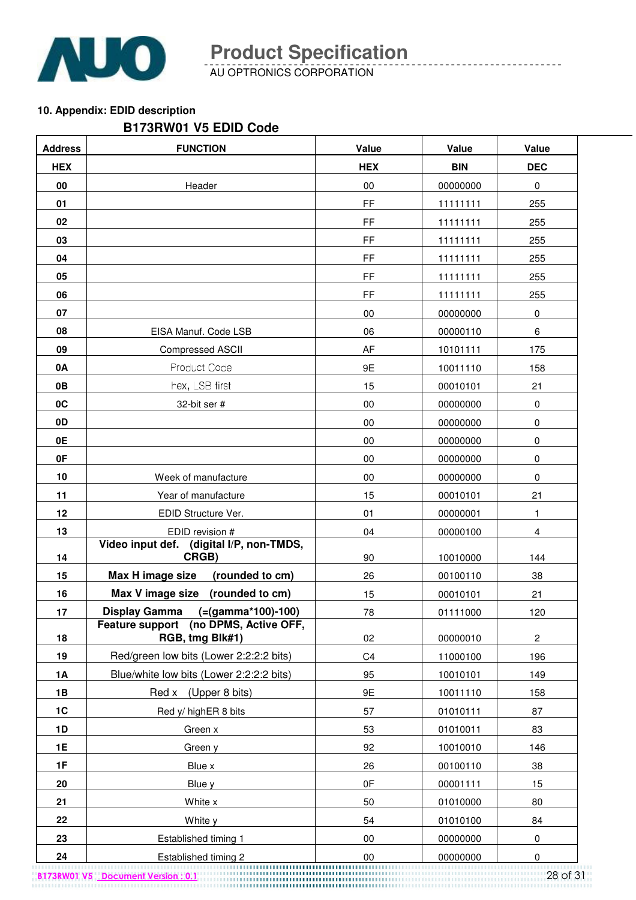## 10. Appendix: EDID description

### B173RW01 V5 EDID Code

| Address | FUNCTION | Value | Value | Value |
|---|---|---|---|---|
| HEX | | HEX | BIN | DEC |
| 00 | Header | 00 | 00000000 | 0 |
| 01 | | FF | 11111111 | 255 |
| 02 | | FF | 11111111 | 255 |
| 03 | | FF | 11111111 | 255 |
| 04 | | FF | 11111111 | 255 |
| 05 | | FF | 11111111 | 255 |
| 06 | | FF | 11111111 | 255 |
| 07 | | 00 | 00000000 | 0 |
| 08 | EISA Manuf. Code LSB | 06 | 00000110 | 6 |
| 09 | Compressed ASCII | AF | 10101111 | 175 |
| 0A | Product Code | 9E | 10011110 | 158 |
| 0B | hex, LSB first | 15 | 00010101 | 21 |
| 0C | 32-bit ser # | 00 | 00000000 | 0 |
| 0D | | 00 | 00000000 | 0 |
| 0E | | 00 | 00000000 | 0 |
| 0F | | 00 | 00000000 | 0 |
| 10 | Week of manufacture | 00 | 00000000 | 0 |
| 11 | Year of manufacture | 15 | 00010101 | 21 |
| 12 | EDID Structure Ver. | 01 | 00000001 | 1 |
| 13 | EDID revision # | 04 | 00000100 | 4 |
| 14 | **Video input def. (digital I/P, non-TMDS, CRGB)** | 90 | 10010000 | 144 |
| 15 | **Max H image size (rounded to cm)** | 26 | 00100110 | 38 |
| 16 | **Max V image size (rounded to cm)** | 15 | 00010101 | 21 |
| 17 | **Display Gamma (=(gamma*100)-100)** | 78 | 01111000 | 120 |
| 18 | **Feature support (no DPMS, Active OFF, RGB, tmg Blk#1)** | 02 | 00000010 | 2 |
| 19 | Red/green low bits (Lower 2:2:2:2 bits) | C4 | 11000100 | 196 |
| 1A | Blue/white low bits (Lower 2:2:2:2 bits) | 95 | 10010101 | 149 |
| 1B | Red x (Upper 8 bits) | 9E | 10011110 | 158 |
| 1C | Red y/ highER 8 bits | 57 | 01010111 | 87 |
| 1D | Green x | 53 | 01010011 | 83 |
| 1E | Green y | 92 | 10010010 | 146 |
| 1F | Blue x | 26 | 00100110 | 38 |
| 20 | Blue y | 0F | 00001111 | 15 |
| 21 | White x | 50 | 01010000 | 80 |
| 22 | White y | 54 | 01010100 | 84 |
| 23 | Established timing 1 | 00 | 00000000 | 0 |
| 24 | Established timing 2 | 00 | 00000000 | 0 |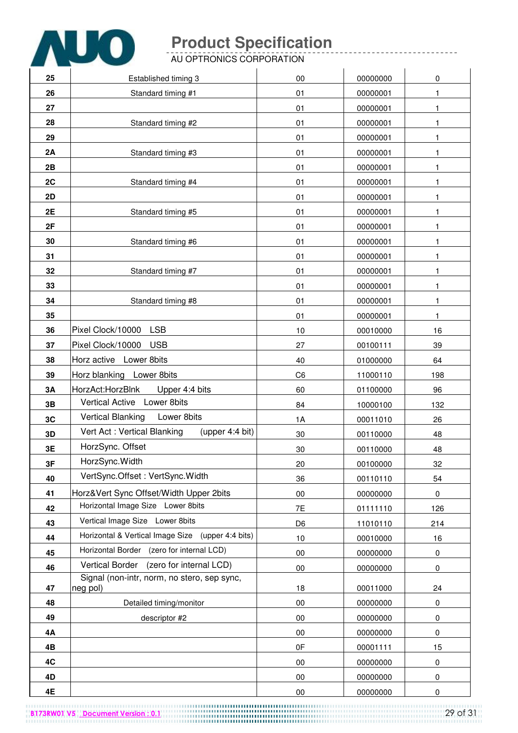| | | | | |
|---|---|---|---|---|
| **25** | Established timing 3 | 00 | 00000000 | 0 |
| **26** | Standard timing #1 | 01 | 00000001 | 1 |
| **27** | | 01 | 00000001 | 1 |
| **28** | Standard timing #2 | 01 | 00000001 | 1 |
| **29** | | 01 | 00000001 | 1 |
| **2A** | Standard timing #3 | 01 | 00000001 | 1 |
| **2B** | | 01 | 00000001 | 1 |
| **2C** | Standard timing #4 | 01 | 00000001 | 1 |
| **2D** | | 01 | 00000001 | 1 |
| **2E** | Standard timing #5 | 01 | 00000001 | 1 |
| **2F** | | 01 | 00000001 | 1 |
| **30** | Standard timing #6 | 01 | 00000001 | 1 |
| **31** | | 01 | 00000001 | 1 |
| **32** | Standard timing #7 | 01 | 00000001 | 1 |
| **33** | | 01 | 00000001 | 1 |
| **34** | Standard timing #8 | 01 | 00000001 | 1 |
| **35** | | 01 | 00000001 | 1 |
| **36** | Pixel Clock/10000 LSB | 10 | 00010000 | 16 |
| **37** | Pixel Clock/10000 USB | 27 | 00100111 | 39 |
| **38** | Horz active Lower 8bits | 40 | 01000000 | 64 |
| **39** | Horz blanking Lower 8bits | C6 | 11000110 | 198 |
| **3A** | HorzAct:HorzBlnk Upper 4:4 bits | 60 | 01100000 | 96 |
| **3B** | Vertical Active Lower 8bits | 84 | 10000100 | 132 |
| **3C** | Vertical Blanking Lower 8bits | 1A | 00011010 | 26 |
| **3D** | Vert Act : Vertical Blanking (upper 4:4 bit) | 30 | 00110000 | 48 |
| **3E** | HorzSync. Offset | 30 | 00110000 | 48 |
| **3F** | HorzSync.Width | 20 | 00100000 | 32 |
| **40** | VertSync.Offset : VertSync.Width | 36 | 00110110 | 54 |
| **41** | Horz&Vert Sync Offset/Width Upper 2bits | 00 | 00000000 | 0 |
| **42** | Horizontal Image Size Lower 8bits | 7E | 01111110 | 126 |
| **43** | Vertical Image Size Lower 8bits | D6 | 11010110 | 214 |
| **44** | Horizontal & Vertical Image Size (upper 4:4 bits) | 10 | 00010000 | 16 |
| **45** | Horizontal Border (zero for internal LCD) | 00 | 00000000 | 0 |
| **46** | Vertical Border (zero for internal LCD) | 00 | 00000000 | 0 |
| **47** | Signal (non-intr, norm, no stero, sep sync, neg pol) | 18 | 00011000 | 24 |
| **48** | Detailed timing/monitor | 00 | 00000000 | 0 |
| **49** | descriptor #2 | 00 | 00000000 | 0 |
| **4A** | | 00 | 00000000 | 0 |
| **4B** | | 0F | 00001111 | 15 |
| **4C** | | 00 | 00000000 | 0 |
| **4D** | | 00 | 00000000 | 0 |
| **4E** | | 00 | 00000000 | 0 |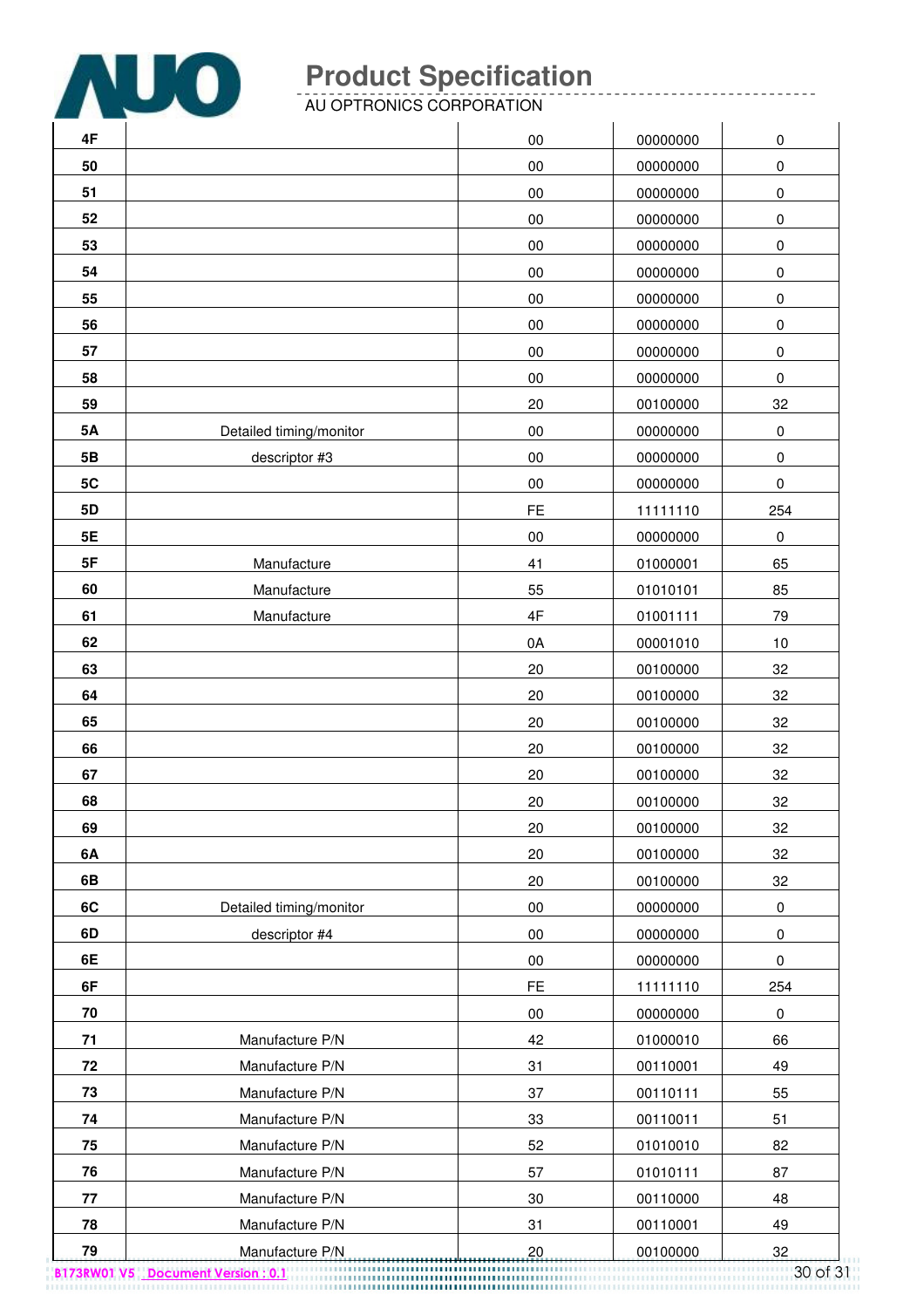| | | | | |
|---|---|---|---|---|
| 4F | | 00 | 00000000 | 0 |
| 50 | | 00 | 00000000 | 0 |
| 51 | | 00 | 00000000 | 0 |
| 52 | | 00 | 00000000 | 0 |
| 53 | | 00 | 00000000 | 0 |
| 54 | | 00 | 00000000 | 0 |
| 55 | | 00 | 00000000 | 0 |
| 56 | | 00 | 00000000 | 0 |
| 57 | | 00 | 00000000 | 0 |
| 58 | | 00 | 00000000 | 0 |
| 59 | | 20 | 00100000 | 32 |
| 5A | Detailed timing/monitor | 00 | 00000000 | 0 |
| 5B | descriptor #3 | 00 | 00000000 | 0 |
| 5C | | 00 | 00000000 | 0 |
| 5D | | FE | 11111110 | 254 |
| 5E | | 00 | 00000000 | 0 |
| 5F | Manufacture | 41 | 01000001 | 65 |
| 60 | Manufacture | 55 | 01010101 | 85 |
| 61 | Manufacture | 4F | 01001111 | 79 |
| 62 | | 0A | 00001010 | 10 |
| 63 | | 20 | 00100000 | 32 |
| 64 | | 20 | 00100000 | 32 |
| 65 | | 20 | 00100000 | 32 |
| 66 | | 20 | 00100000 | 32 |
| 67 | | 20 | 00100000 | 32 |
| 68 | | 20 | 00100000 | 32 |
| 69 | | 20 | 00100000 | 32 |
| 6A | | 20 | 00100000 | 32 |
| 6B | | 20 | 00100000 | 32 |
| 6C | Detailed timing/monitor | 00 | 00000000 | 0 |
| 6D | descriptor #4 | 00 | 00000000 | 0 |
| 6E | | 00 | 00000000 | 0 |
| 6F | | FE | 11111110 | 254 |
| 70 | | 00 | 00000000 | 0 |
| 71 | Manufacture P/N | 42 | 01000010 | 66 |
| 72 | Manufacture P/N | 31 | 00110001 | 49 |
| 73 | Manufacture P/N | 37 | 00110111 | 55 |
| 74 | Manufacture P/N | 33 | 00110011 | 51 |
| 75 | Manufacture P/N | 52 | 01010010 | 82 |
| 76 | Manufacture P/N | 57 | 01010111 | 87 |
| 77 | Manufacture P/N | 30 | 00110000 | 48 |
| 78 | Manufacture P/N | 31 | 00110001 | 49 |
| 79 | Manufacture P/N | 20 | 00100000 | 32 |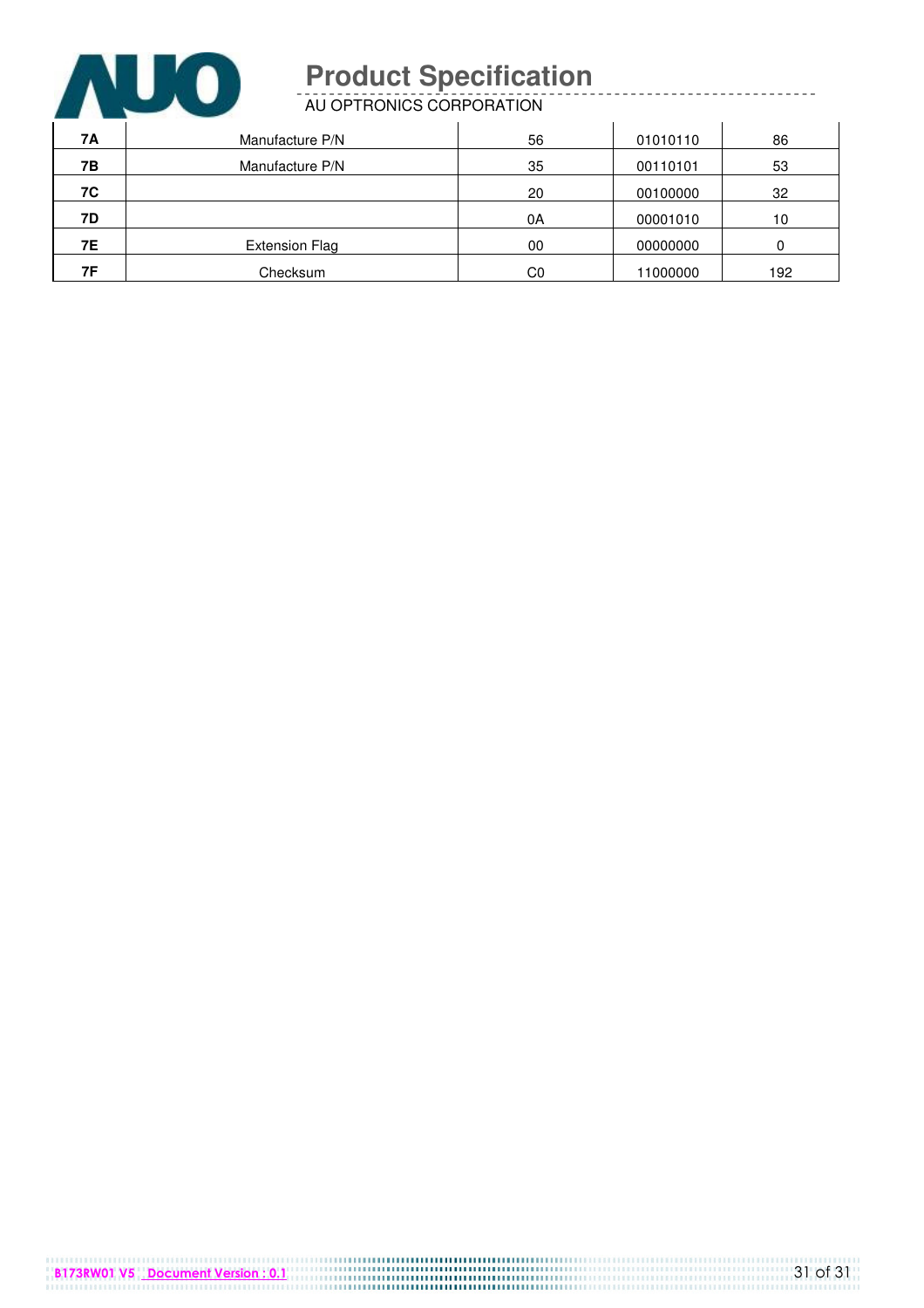| | | | | |
|---|---|---|---|---|
| **7A** | Manufacture P/N | 56 | 01010110 | 86 |
| **7B** | Manufacture P/N | 35 | 00110101 | 53 |
| **7C** | | 20 | 00100000 | 32 |
| **7D** | | 0A | 00001010 | 10 |
| **7E** | Extension Flag | 00 | 00000000 | 0 |
| **7F** | Checksum | C0 | 11000000 | 192 |